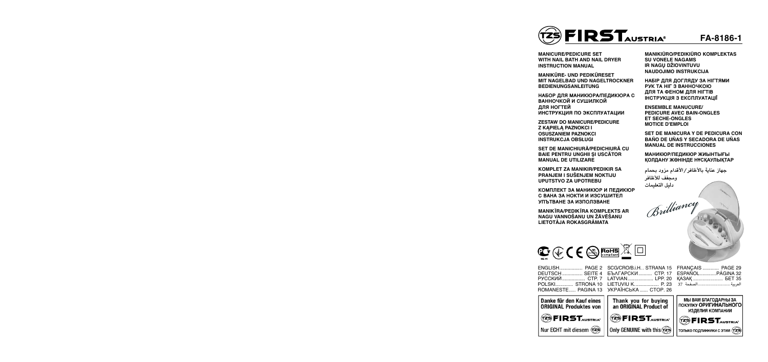# FIRST AUSTRIA

**FA-8186-1**

**MANICURE/PEDICURE SET WITH NAIL BATH AND NAIL DRYER INSTRUCTION MANUAL**

**MANIKÜRE- UND PEDIKÜRESET MIT NAGELBAD UND NAGELTROCKNER BEDIENUNGSANLEITUNG**

**НАБОР ДЛЯ МАНИКЮРА/ПЕДИКЮРА С ВАННОЧКОЙ И СУШИЛКОЙ ДЛЯ НОГТЕЙ ИНСТРУКЦИЯ ПО ЭКСПЛУАТАЦИИ**

**ZESTAW DO MANICURE/PEDICURE Z KĄPIELĄ PAZNOKCI I OSUSZANIEM PAZNOKCI INSTRUKCJA OBSŁUGI**

**SET DE MANICHIURĂ/PEDICHIURĂ CU BAIE PENTRU UNGHII ŞI USCĂTOR MANUAL DE UTILIZARE**

**KOMPLET ZA MANIKIR/PEDIKIR SA PRANJEM I SUŠENJEM NOKTIJU UPUTSTVO ZA UPOTREBU**

**КОМПЛЕКТ ЗА МАНИКЮР И ПЕДИКЮР С ВАНА ЗА НОКТИ И ИЗСУШИТЕЛ УПЪТВАНЕ ЗА ИЗПОЛЗВАНЕ**

**MANIKĪRA/PEDIKĪRA KOMPLEKTS AR NAGU VANNOŠANU UN ŽĀVĒŠANU LIETOTĀJA ROKASGRĀMATA**

**MANIKIŪRO/PEDIKIŪRO KOMPLEKTAS SU VONELE NAGAMS IR NAGŲ DŽIOVINTUVU NAUDOJIMO INSTRUKCIJA**

**НАБІР ДЛЯ ДОГЛЯДУ ЗА НІГТЯМИ РУК ТА НІГ З ВАННОЧКОЮ ДЛЯ ТА ФЕНОМ ДЛЯ НІГТІВ ІНСТРУКЦІЯ З ЕКСПЛУАТАЦІЇ**

**ENSEMBLE MANUCURE/ PEDICURE AVEC BAIN-ONGLES ET SECHE-ONGLES MOTICE D'EMPLOI**

**SET DE MANICURA Y DE PEDICURA CON BAÑO DE UÑAS Y SECADORA DE UÑAS MANUAL DE INSTRUCCIONES**

**МАНИКЮР/ПЕДИКЮР ЖИЫНТЫҒЫ ҚОЛДАНУ ЖӨНІНДЕ НҰСҚАУЛЫҚТАР**

**جهاز عناية بالأظافر/الأقدام مزود بحمام ومجفف للأظافر دليل التعليمات**

*Brilliancy*

ENGLISH................ PAGE 2
DEUTSCH .............. SEITE 4
РУССКИЙ ................ СТР. 7
POLSKI............ STRONA 10
ROMANESTE..... PAGINA 13
SCG/CRO/B.i.H.. STRANA 15
БЪЛГАРСКИ.......... СТР. 17
LATVIAN................... LPP. 20
LIETUVIU K................. P. 23
УКРАЇНСЬКА ...... СТОР. 26
FRANÇAIS ............ PAGE 29
ESPAÑOL............PÁGINA 32
ҚАЗАҚ ...................... БЕТ 35
العربية ......................الصفحة 37

Danke für den Kauf eines ORIGINAL Produktes von FIRST AUSTRIA
Nur ECHT mit diesem

Thank you for buying an ORIGINAL Product of FIRST AUSTRIA
Only GENUINE with this

МЫ ВАМ БЛАГОДАРНЫ ЗА ПОКУПКУ ОРИГИНАЛЬНОГО ИЗДЕЛИЯ КОМПАНИИ FIRST AUSTRIA
только подлинники с этим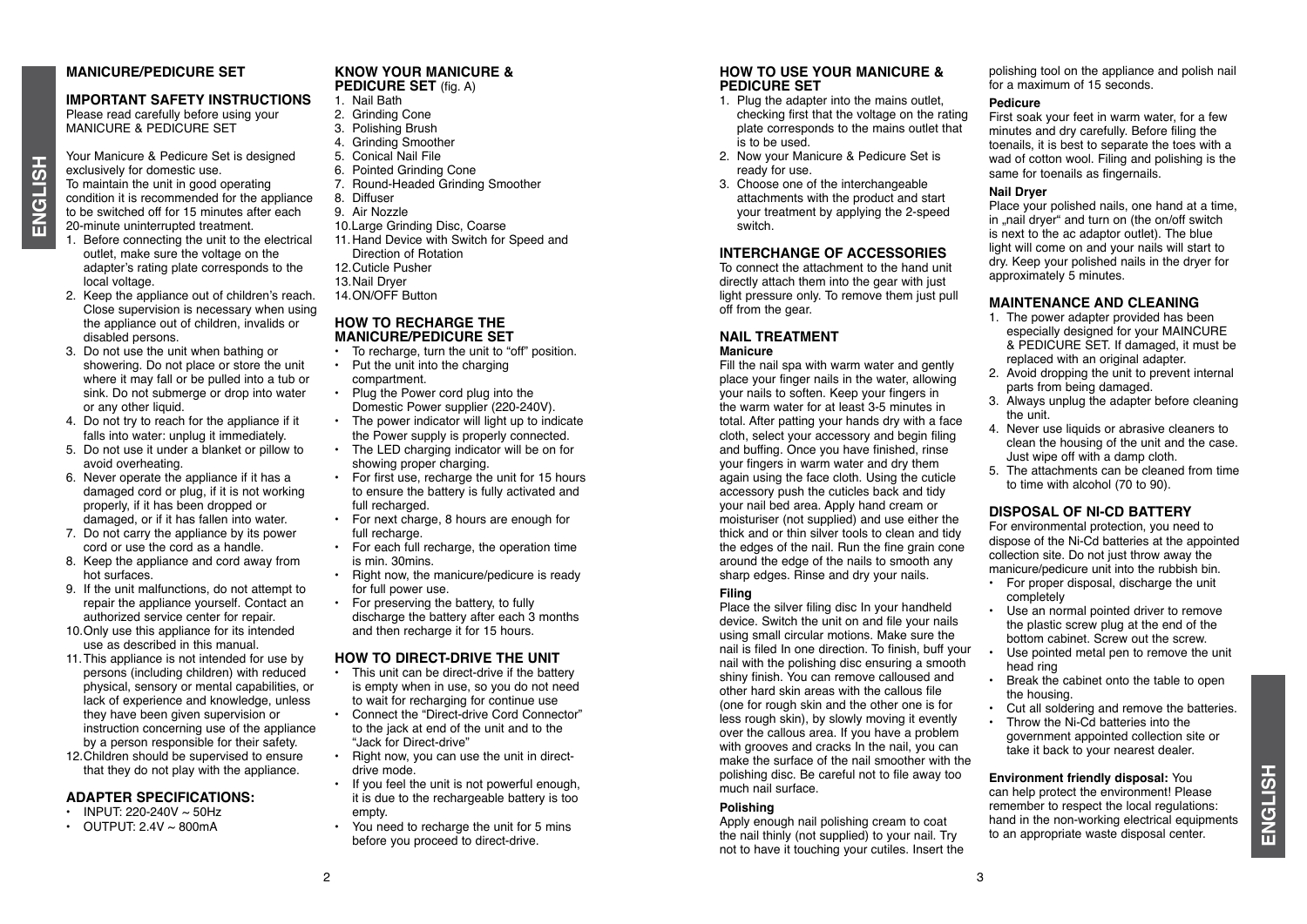# MANICURE/PEDICURE SET

## IMPORTANT SAFETY INSTRUCTIONS

Please read carefully before using your MANICURE & PEDICURE SET

Your Manicure & Pedicure Set is designed exclusively for domestic use.
To maintain the unit in good operating condition it is recommended for the appliance to be switched off for 15 minutes after each 20-minute uninterrupted treatment.

1. Before connecting the unit to the electrical outlet, make sure the voltage on the adapter's rating plate corresponds to the local voltage.
2. Keep the appliance out of children's reach. Close supervision is necessary when using the appliance out of children, invalids or disabled persons.
3. Do not use the unit when bathing or showering. Do not place or store the unit where it may fall or be pulled into a tub or sink. Do not submerge or drop into water or any other liquid.
4. Do not try to reach for the appliance if it falls into water: unplug it immediately.
5. Do not use it under a blanket or pillow to avoid overheating.
6. Never operate the appliance if it has a damaged cord or plug, if it is not working properly, if it has been dropped or damaged, or if it has fallen into water.
7. Do not carry the appliance by its power cord or use the cord as a handle.
8. Keep the appliance and cord away from hot surfaces.
9. If the unit malfunctions, do not attempt to repair the appliance yourself. Contact an authorized service center for repair.
10. Only use this appliance for its intended use as described in this manual.
11. This appliance is not intended for use by persons (including children) with reduced physical, sensory or mental capabilities, or lack of experience and knowledge, unless they have been given supervision or instruction concerning use of the appliance by a person responsible for their safety.
12. Children should be supervised to ensure that they do not play with the appliance.

## ADAPTER SPECIFICATIONS:

- INPUT: 220-240V ~ 50Hz
- OUTPUT: 2.4V ~ 800mA

## KNOW YOUR MANICURE & PEDICURE SET (fig. A)

1. Nail Bath
2. Grinding Cone
3. Polishing Brush
4. Grinding Smoother
5. Conical Nail File
6. Pointed Grinding Cone
7. Round-Headed Grinding Smoother
8. Diffuser
9. Air Nozzle
10. Large Grinding Disc, Coarse
11. Hand Device with Switch for Speed and Direction of Rotation
12. Cuticle Pusher
13. Nail Dryer
14. ON/OFF Button

## HOW TO RECHARGE THE MANICURE/PEDICURE SET

- To recharge, turn the unit to "off" position.
- Put the unit into the charging compartment.
- Plug the Power cord plug into the Domestic Power supplier (220-240V).
- The power indicator will light up to indicate the Power supply is properly connected.
- The LED charging indicator will be on for showing proper charging.
- For first use, recharge the unit for 15 hours to ensure the battery is fully activated and full recharged.
- For next charge, 8 hours are enough for full recharge.
- For each full recharge, the operation time is min. 30mins.
- Right now, the manicure/pedicure is ready for full power use.
- For preserving the battery, to fully discharge the battery after each 3 months and then recharge it for 15 hours.

## HOW TO DIRECT-DRIVE THE UNIT

- This unit can be direct-drive if the battery is empty when in use, so you do not need to wait for recharging for continue use
- Connect the "Direct-drive Cord Connector" to the jack at end of the unit and to the "Jack for Direct-drive"
- Right now, you can use the unit in direct-drive mode.
- If you feel the unit is not powerful enough, it is due to the rechargeable battery is too empty.
- You need to recharge the unit for 5 mins before you proceed to direct-drive.

## HOW TO USE YOUR MANICURE & PEDICURE SET

1. Plug the adapter into the mains outlet, checking first that the voltage on the rating plate corresponds to the mains outlet that is to be used.
2. Now your Manicure & Pedicure Set is ready for use.
3. Choose one of the interchangeable attachments with the product and start your treatment by applying the 2-speed switch.

## INTERCHANGE OF ACCESSORIES

To connect the attachment to the hand unit directly attach them into the gear with just light pressure only. To remove them just pull off from the gear.

## NAIL TREATMENT

### Manicure

Fill the nail spa with warm water and gently place your finger nails in the water, allowing your nails to soften. Keep your fingers in the warm water for at least 3-5 minutes in total. After patting your hands dry with a face cloth, select your accessory and begin filing and buffing. Once you have finished, rinse your fingers in warm water and dry them again using the face cloth. Using the cuticle accessory push the cuticles back and tidy your nail bed area. Apply hand cream or moisturiser (not supplied) and use either the thick and or thin silver tools to clean and tidy the edges of the nail. Run the fine grain cone around the edge of the nails to smooth any sharp edges. Rinse and dry your nails.

### Filing

Place the silver filing disc In your handheld device. Switch the unit on and file your nails using small circular motions. Make sure the nail is filed In one direction. To finish, buff your nail with the polishing disc ensuring a smooth shiny finish. You can remove calloused and other hard skin areas with the callous file (one for rough skin and the other one is for less rough skin), by slowly moving it evently over the callous area. If you have a problem with grooves and cracks In the nail, you can make the surface of the nail smoother with the polishing disc. Be careful not to file away too much nail surface.

### Polishing

Apply enough nail polishing cream to coat the nail thinly (not supplied) to your nail. Try not to have it touching your cutiles. Insert the polishing tool on the appliance and polish nail for a maximum of 15 seconds.

### Pedicure

First soak your feet in warm water, for a few minutes and dry carefully. Before filing the toenails, it is best to separate the toes with a wad of cotton wool. Filing and polishing is the same for toenails as fingernails.

### Nail Dryer

Place your polished nails, one hand at a time, in „nail dryer" and turn on (the on/off switch is next to the ac adaptor outlet). The blue light will come on and your nails will start to dry. Keep your polished nails in the dryer for approximately 5 minutes.

## MAINTENANCE AND CLEANING

1. The power adapter provided has been especially designed for your MAINCURE & PEDICURE SET. If damaged, it must be replaced with an original adapter.
2. Avoid dropping the unit to prevent internal parts from being damaged.
3. Always unplug the adapter before cleaning the unit.
4. Never use liquids or abrasive cleaners to clean the housing of the unit and the case. Just wipe off with a damp cloth.
5. The attachments can be cleaned from time to time with alcohol (70 to 90).

## DISPOSAL OF NI-CD BATTERY

For environmental protection, you need to dispose of the Ni-Cd batteries at the appointed collection site. Do not just throw away the manicure/pedicure unit into the rubbish bin.

- For proper disposal, discharge the unit completely
- Use an normal pointed driver to remove the plastic screw plug at the end of the bottom cabinet. Screw out the screw.
- Use pointed metal pen to remove the unit head ring
- Break the cabinet onto the table to open the housing.
- Cut all soldering and remove the batteries.
- Throw the Ni-Cd batteries into the government appointed collection site or take it back to your nearest dealer.

**Environment friendly disposal:** You can help protect the environment! Please remember to respect the local regulations: hand in the non-working electrical equipments to an appropriate waste disposal center.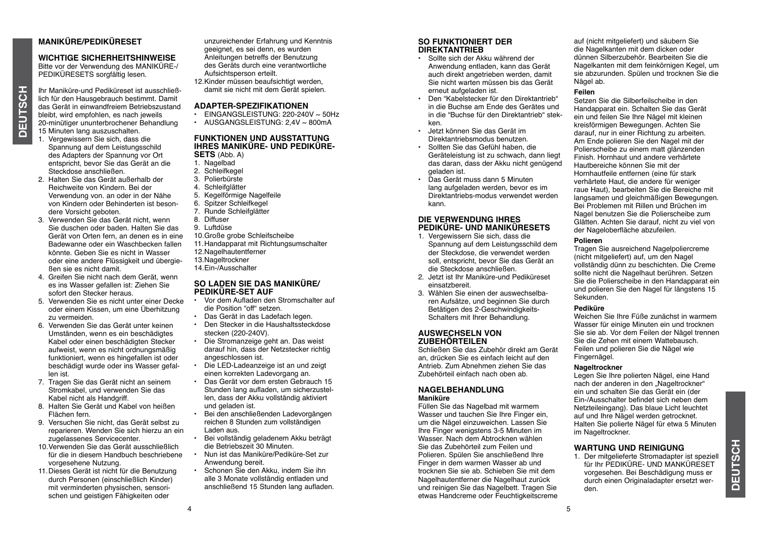## MANIKÜRE/PEDIKÜRESET

### WICHTIGE SICHERHEITSHINWEISE

Bitte vor der Verwendung des MANIKÜRE-/ PEDIKÜRESETS sorgfältig lesen.

Ihr Maniküre-und Pediküreset ist ausschließlich für den Hausgebrauch bestimmt. Damit das Gerät in einwandfreiem Betriebszustand bleibt, wird empfohlen, es nach jeweils 20-minütiger ununterbrochener Behandlung 15 Minuten lang auszuschalten.

1. Vergewissern Sie sich, dass die Spannung auf dem Leistungsschild des Adapters der Spannung vor Ort entspricht, bevor Sie das Gerät an die Steckdose anschließen.
2. Halten Sie das Gerät außerhalb der Reichweite von Kindern. Bei der Verwendung von. an oder in der Nähe von Kindern oder Behinderten ist besondere Vorsicht geboten.
3. Verwenden Sie das Gerät nicht, wenn Sie duschen oder baden. Halten Sie das Gerät von Orten fern, an denen es in eine Badewanne oder ein Waschbecken fallen könnte. Geben Sie es nicht in Wasser oder eine andere Flüssigkeit und übergießen sie es nicht damit.
4. Greifen Sie nicht nach dem Gerät, wenn es ins Wasser gefallen ist: Ziehen Sie sofort den Stecker heraus.
5. Verwenden Sie es nicht unter einer Decke oder einem Kissen, um eine Überhitzung zu vermeiden.
6. Verwenden Sie das Gerät unter keinen Umständen, wenn es ein beschädigtes Kabel oder einen beschädigten Stecker aufweist, wenn es nicht ordnungsmäßig funktioniert, wenn es hingefallen ist oder beschädigt wurde oder ins Wasser gefallen ist.
7. Tragen Sie das Gerät nicht an seinem Stromkabel, und verwenden Sie das Kabel nicht als Handgriff.
8. Halten Sie Gerät und Kabel von heißen Flächen fern.
9. Versuchen Sie nicht, das Gerät selbst zu reparieren. Wenden Sie sich hierzu an ein zugelassenes Servicecenter.
10. Verwenden Sie das Gerät ausschließlich für die in diesem Handbuch beschriebene vorgesehene Nutzung.
11. Dieses Gerät ist nicht für die Benutzung durch Personen (einschließlich Kinder) mit verminderten physischen, sensorischen und geistigen Fähigkeiten oder unzureichender Erfahrung und Kenntnis geeignet, es sei denn, es wurden Anleitungen betreffs der Benutzung des Geräts durch eine verantwortliche Aufsichtsperson erteilt.
12. Kinder müssen beaufsichtigt werden, damit sie nicht mit dem Gerät spielen.

### ADAPTER-SPEZIFIKATIONEN

- EINGANGSLEISTUNG: 220-240V ~ 50Hz
- AUSGANGSLEISTUNG: 2,4V ~ 800mA

### FUNKTIONEN UND AUSSTATTUNG IHRES MANIKÜRE- UND PEDIKÜRE-SETS (Abb. A)

1. Nagelbad
2. Schleifkegel
3. Polierbürste
4. Schleifglätter
5. Kegelförmige Nagelfeile
6. Spitzer Schleifkegel
7. Runde Schleifglätter
8. Diffuser
9. Luftdüse
10. Große grobe Schleifscheibe
11. Handapparat mit Richtungsumschalter
12. Nagelhautentferner
13. Nageltrockner
14. Ein-/Ausschalter

### SO LADEN SIE DAS MANIKÜRE/ PEDIKÜRE-SET AUF

- Vor dem Aufladen den Stromschalter auf die Position "off" setzen.
- Das Gerät in das Ladefach legen.
- Den Stecker in die Haushaltssteckdose stecken (220-240V).
- Die Stromanzeige geht an. Das weist darauf hin, dass der Netzstecker richtig angeschlossen ist.
- Die LED-Ladeanzeige ist an und zeigt einen korrekten Ladevorgang an.
- Das Gerät vor dem ersten Gebrauch 15 Stunden lang aufladen, um sicherzustellen, dass der Akku vollständig aktiviert und geladen ist.
- Bei den anschließenden Ladevorgängen reichen 8 Stunden zum vollständigen Laden aus.
- Bei vollständig geladenem Akku beträgt die Betriebszeit 30 Minuten.
- Nun ist das Maniküre/Pediküre-Set zur Anwendung bereit.
- Schonen Sie den Akku, indem Sie ihn alle 3 Monate vollständig entladen und anschließend 15 Stunden lang aufladen.

### SO FUNKTIONIERT DER DIREKTANTRIEB

- Sollte sich der Akku während der Anwendung entladen, kann das Gerät auch direkt angetrieben werden, damit Sie nicht warten müssen bis das Gerät erneut aufgeladen ist.
- Den "Kabelstecker für den Direktantrieb" in die Buchse am Ende des Gerätes und in die "Buchse für den Direktantrieb" stecken.
- Jetzt können Sie das Gerät im Direktantriebsmodus benutzen.
- Sollten Sie das Gefühl haben, die Geräteleistung ist zu schwach, dann liegt das daran, dass der Akku nicht genügend geladen ist.
- Das Gerät muss dann 5 Minuten lang aufgeladen werden, bevor es im Direktantriebs-modus verwendet werden kann.

### DIE VERWENDUNG IHRES PEDIKÜRE- UND MANIKÜRESETS

1. Vergewissern Sie sich, dass die Spannung auf dem Leistungsschild dem der Steckdose, die verwendet werden soll, entspricht, bevor Sie das Gerät an die Steckdose anschließen.
2. Jetzt ist Ihr Maniküre-und Pediküreset einsatzbereit.
3. Wählen Sie einen der auswechselbaren Aufsätze, und beginnen Sie durch Betätigen des 2-Geschwindigkeits-Schalters mit Ihrer Behandlung.

### AUSWECHSELN VON ZUBEHÖRTEILEN

Schließen Sie das Zubehör direkt am Gerät an, drücken Sie es einfach leicht auf den Antrieb. Zum Abnehmen ziehen Sie das Zubehörteil einfach nach oben ab.

### NAGELBEHANDLUNG

**Maniküre**

Füllen Sie das Nagelbad mit warmem Wasser und tauchen Sie Ihre Finger ein, um die Nägel einzuweichen. Lassen Sie Ihre Finger wenigstens 3-5 Minuten im Wasser. Nach dem Abtrocknen wählen Sie das Zubehörteil zum Feilen und Polieren. Spülen Sie anschließend Ihre Finger in dem warmen Wasser ab und trocknen Sie sie ab. Schieben Sie mit dem Nagelhautentferner die Nagelhaut zurück und reinigen Sie das Nagelbett. Tragen Sie etwas Handcreme oder Feuchtigkeitscreme auf (nicht mitgeliefert) und säubern Sie die Nagelkanten mit dem dicken oder dünnen Silberzubehör. Bearbeiten Sie die Nagelkanten mit dem feinkörnigen Kegel, um sie abzurunden. Spülen und trocknen Sie die Nägel ab.

**Feilen**

Setzen Sie die Silberfeilscheibe in den Handapparat ein. Schalten Sie das Gerät ein und feilen Sie Ihre Nägel mit kleinen kreisförmigen Bewegungen. Achten Sie darauf, nur in einer Richtung zu arbeiten. Am Ende polieren Sie den Nagel mit der Polierscheibe zu einem matt glänzenden Finish. Hornhaut und andere verhärtete Hautbereiche können Sie mit der Hornhautfeile entfernen (eine für stark verhärtete Haut, die andere für weniger raue Haut), bearbeiten Sie die Bereiche mit langsamen und gleichmäßigen Bewegungen. Bei Problemen mit Rillen und Brüchen im Nagel benutzen Sie die Polierscheibe zum Glätten. Achten Sie darauf, nicht zu viel von der Nageloberfläche abzufeilen.

**Polieren**

Tragen Sie ausreichend Nagelpoliercreme (nicht mitgeliefert) auf, um den Nagel vollständig dünn zu beschichten. Die Creme sollte nicht die Nagelhaut berühren. Setzen Sie die Polierscheibe in den Handapparat ein und polieren Sie den Nagel für längstens 15 Sekunden.

**Pediküre**

Weichen Sie Ihre Füße zunächst in warmem Wasser für einige Minuten ein und trocknen Sie sie ab. Vor dem Feilen der Nägel trennen Sie die Zehen mit einem Wattebausch. Feilen und polieren Sie die Nägel wie Fingernägel.

**Nageltrockner**

Legen Sie Ihre polierten Nägel, eine Hand nach der anderen in den „Nageltrockner" ein und schalten Sie das Gerät ein (der Ein-/Ausschalter befindet sich neben dem Netzteileingang). Das blaue Licht leuchtet auf und Ihre Nägel werden getrocknet. Halten Sie polierte Nägel für etwa 5 Minuten im Nageltrockner.

### WARTUNG UND REINIGUNG

1. Der mitgelieferte Stromadapter ist speziell für Ihr PEDIKÜRE- UND MANKÜRESET vorgesehen. Bei Beschädigung muss er durch einen Originaladapter ersetzt werden.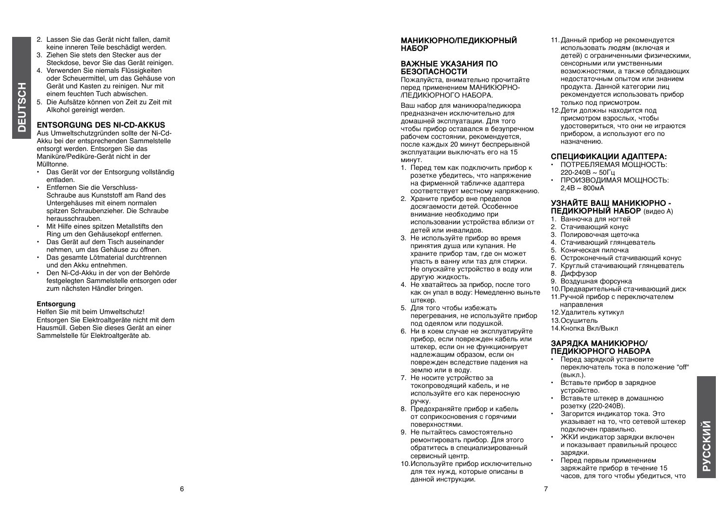2. Lassen Sie das Gerät nicht fallen, damit keine inneren Teile beschädigt werden.
3. Ziehen Sie stets den Stecker aus der Steckdose, bevor Sie das Gerät reinigen.
4. Verwenden Sie niemals Flüssigkeiten oder Scheuermittel, um das Gehäuse von Gerät und Kasten zu reinigen. Nur mit einem feuchten Tuch abwischen.
5. Die Aufsätze können von Zeit zu Zeit mit Alkohol gereinigt werden.

### ENTSORGUNG DES NI-CD-AKKUS

Aus Umweltschutzgründen sollte der Ni-Cd-Akku bei der entsprechenden Sammelstelle entsorgt werden. Entsorgen Sie das Maniküre/Pediküre-Gerät nicht in der Mülltonne.

- Das Gerät vor der Entsorgung vollständig entladen.
- Entfernen Sie die Verschluss-Schraube aus Kunststoff am Rand des Untergehäuses mit einem normalen spitzen Schraubenzieher. Die Schraube herausschrauben.
- Mit Hilfe eines spitzen Metallstifts den Ring um den Gehäusekopf entfernen.
- Das Gerät auf dem Tisch auseinander nehmen, um das Gehäuse zu öffnen.
- Das gesamte Lötmaterial durchtrennen und den Akku entnehmen.
- Den Ni-Cd-Akku in der von der Behörde festgelegten Sammelstelle entsorgen oder zum nächsten Händler bringen.

**Entsorgung**

Helfen Sie mit beim Umweltschutz! Entsorgen Sie Elektroaltgeräte nicht mit dem Hausmüll. Geben Sie dieses Gerät an einer Sammelstelle für Elektroaltgeräte ab.

## МАНИКЮРНО/ПЕДИКЮРНЫЙ НАБОР

### ВАЖНЫЕ УКАЗАНИЯ ПО БЕЗОПАСНОСТИ

Пожалуйста, внимательно прочитайте перед применением МАНИКЮРНО-/ПЕДИКЮРНОГО НАБОРА.

Ваш набор для маникюра/педикюра предназначен исключительно для домашней эксплуатации. Для того чтобы прибор оставался в безупречном рабочем состоянии, рекомендуется, после каждых 20 минут беспрерывной эксплуатации выключать его на 15 минут.

1. Перед тем как подключить прибор к розетке убедитесь, что напряжение на фирменной табличке адаптера соответствует местному напряжению.
2. Храните прибор вне пределов досягаемости детей. Особенное внимание необходимо при использовании устройства вблизи от детей или инвалидов.
3. Не используйте прибор во время принятия душа или купания. Не храните прибор там, где он может упасть в ванну или таз для стирки. Не опускайте устройство в воду или другую жидкость.
4. Не хватайтесь за прибор, после того как он упал в воду: Немедленно выньте штекер.
5. Для того чтобы избежать перегревания, не используйте прибор под одеялом или подушкой.
6. Ни в коем случае не эксплуатируйте прибор, если поврежден кабель или штекер, если он не функционирует надлежащим образом, если он поврежден вследствие падения на землю или в воду.
7. Не носите устройство за токопроводящий кабель, и не используйте его как переносную ручку.
8. Предохраняйте прибор и кабель от соприкосновения с горячими поверхностями.
9. Не пытайтесь самостоятельно ремонтировать прибор. Для этого обратитесь в специализированный сервисный центр.
10. Используйте прибор исключительно для тех нужд, которые описаны в данной инструкции.
11. Данный прибор не рекомендуется использовать людям (включая и детей) с ограниченными физическими, сенсорными или умственными возможностями, а также обладающих недостаточным опытом или знанием продукта. Данной категории лиц рекомендуется использовать прибор только под присмотром.
12. Дети должны находится под присмотром взрослых, чтобы удостовериться, что они не играются прибором, а используют его по назначению.

### СПЕЦИФИКАЦИИ АДАПТЕРА:

- ПОТРЕБЛЯЕМАЯ МОЩНОСТЬ: 220-240В ~ 50Гц
- ПРОИЗВОДИМАЯ МОЩНОСТЬ: 2,4В ~ 800мА

### УЗНАЙТЕ ВАШ МАНИКЮРНО - ПЕДИКЮРНЫЙ НАБОР (видео A)

1. Ванночка для ногтей
2. Стачивающий конус
3. Полировочная щеточка
4. Стачивающий глянцеватель
5. Коническая пилочка
6. Остроконечный стачивающий конус
7. Круглый стачивающий глянцеватель
8. Диффузор
9. Воздушная форсунка
10. Предварительный стачивающий диск
11. Ручной прибор с переключателем направления
12. Удалитель кутикул
13. Осушитель
14. Кнопка Вкл/Выкл

### ЗАРЯДКА МАНИКЮРНО/ ПЕДИКЮРНОГО НАБОРА

- Перед зарядкой установите переключатель тока в положение “off“ (выкл.).
- Вставьте прибор в зарядное устройство.
- Вставьте штекер в домашнюю розетку (220-240В).
- Загорится индикатор тока. Это указывает на то, что сетевой штекер подключен правильно.
- ЖКИ индикатор зарядки включен и показывает правильный процесс зарядки.
- Перед первым применением заряжайте прибор в течение 15 часов, для того чтобы убедиться, что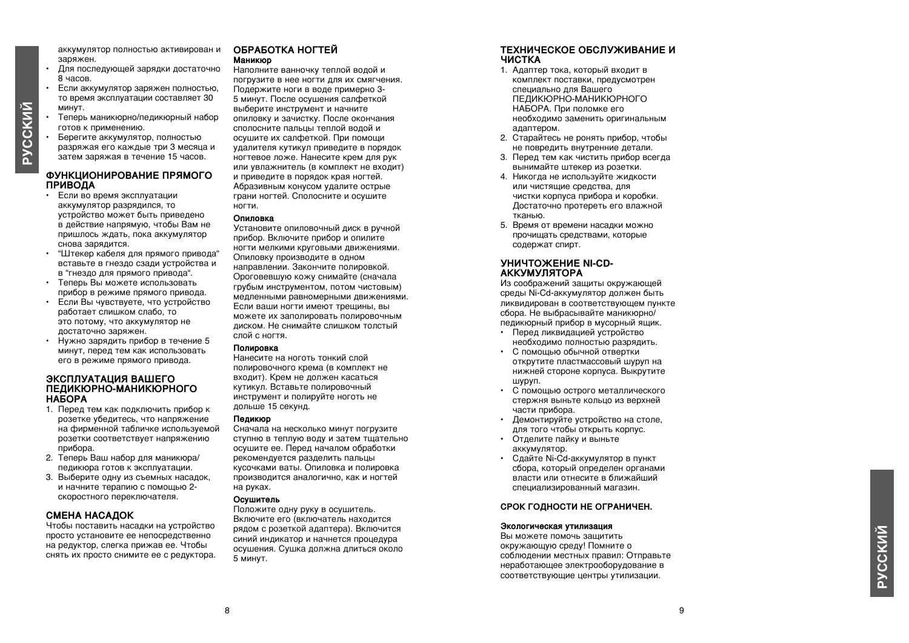аккумулятор полностью активирован и заряжен.

- Для последующей зарядки достаточно 8 часов.
- Если аккумулятор заряжен полностью, то время эксплуатации составляет 30 минут.
- Теперь маникюрно/педикюрный набор готов к применению.
- Берегите аккумулятор, полностью разряжая его каждые три 3 месяца и затем заряжая в течение 15 часов.

## ФУНКЦИОНИРОВАНИЕ ПРЯМОГО ПРИВОДА

- Если во время эксплуатации аккумулятор разрядился, то устройство может быть приведено в действие напрямую, чтобы Вам не пришлось ждать, пока аккумулятор снова зарядится.
- "Штекер кабеля для прямого привода" вставьте в гнездо сзади устройства и в "гнездо для прямого привода".
- Теперь Вы можете использовать прибор в режиме прямого привода.
- Если Вы чувствуете, что устройство работает слишком слабо, то это потому, что аккумулятор не достаточно заряжен.
- Нужно зарядить прибор в течение 5 минут, перед тем как использовать его в режиме прямого привода.

## ЭКСПЛУАТАЦИЯ ВАШЕГО ПЕДИКЮРНО-МАНИКЮРНОГО НАБОРА

1. Перед тем как подключить прибор к розетке убедитесь, что напряжение на фирменной табличке используемой розетки соответствует напряжению прибора.
2. Теперь Ваш набор для маникюра/педикюра готов к эксплуатации.
3. Выберите одну из съемных насадок, и начните терапию с помощью 2-скоростного переключателя.

## СМЕНА НАСАДОК

Чтобы поставить насадки на устройство просто установите ее непосредственно на редуктор, слегка прижав ее. Чтобы снять их просто снимите ее с редуктора.

## ОБРАБОТКА НОГТЕЙ

### Маникюр

Наполните ванночку теплой водой и погрузите в нее ногти для их смягчения. Подержите ноги в воде примерно 3-5 минут. После осушения салфеткой выберите инструмент и начните опиловку и зачистку. После окончания сполосните пальцы теплой водой и осушите их салфеткой. При помощи удалителя кутикул приведите в порядок ногтевое ложе. Нанесите крем для рук или увлажнитель (в комплект не входит) и приведите в порядок края ногтей. Абразивным конусом удалите острые грани ногтей. Сполосните и осушите ногти.

### Опиловка

Установите опиловочный диск в ручной прибор. Включите прибор и опилите ногти мелкими круговыми движениями. Опиловку производите в одном направлении. Закончите полировкой. Ороговевшую кожу снимайте (сначала грубым инструментом, потом чистовым) медленными равномерными движениями. Если ваши ногти имеют трещины, вы можете их заполировать полировочным диском. Не снимайте слишком толстый слой с ногтя.

### Полировка

Нанесите на ноготь тонкий слой полировочного крема (в комплект не входит). Крем не должен касаться кутикул. Вставьте полировочный инструмент и полируйте ноготь не дольше 15 секунд.

### Педикюр

Сначала на несколько минут погрузите ступню в теплую воду и затем тщательно осушите ее. Перед началом обработки рекомендуется разделить пальцы кусочками ваты. Опиловка и полировка производится аналогично, как и ногтей на руках.

### Осушитель

Положите одну руку в осушитель. Включите его (включатель находится рядом с розеткой адаптера). Включится синий индикатор и начнется процедура осушения. Сушка должна длиться около 5 минут.

## ТЕХНИЧЕСКОЕ ОБСЛУЖИВАНИЕ И ЧИСТКА

1. Адаптер тока, который входит в комплект поставки, предусмотрен специально для Вашего ПЕДИКЮРНО-МАНИКЮРНОГО НАБОРА. При поломке его необходимо заменить оригинальным адаптером.
2. Старайтесь не ронять прибор, чтобы не повредить внутренние детали.
3. Перед тем как чистить прибор всегда вынимайте штекер из розетки.
4. Никогда не используйте жидкости или чистящие средства, для чистки корпуса прибора и коробки. Достаточно протереть его влажной тканью.
5. Время от времени насадки можно прочищать средствами, которые содержат спирт.

## УНИЧТОЖЕНИЕ NI-CD-АККУМУЛЯТОРА

Из соображений защиты окружающей среды Ni-Cd-аккумулятор должен быть ликвидирован в соответствующем пункте сбора. Не выбрасывайте маникюрно/педикюрный прибор в мусорный ящик.

- Перед ликвидацией устройство необходимо полностью разрядить.
- С помощью обычной отвертки открутите пластмассовый шуруп на нижней стороне корпуса. Выкрутите шуруп.
- С помощью острого металлического стержня выньте кольцо из верхней части прибора.
- Демонтируйте устройство на столе, для того чтобы открыть корпус.
- Отделите пайку и выньте аккумулятор.
- Сдайте Ni-Cd-аккумулятор в пункт сбора, который определен органами власти или отнесите в ближайший специализированный магазин.

## СРОК ГОДНОСТИ НЕ ОГРАНИЧЕН.

### Экологическая утилизация

Вы можете помочь защитить окружающую среду! Помните о соблюдении местных правил: Отправьте неработающее электрооборудование в соответствующие центры утилизации.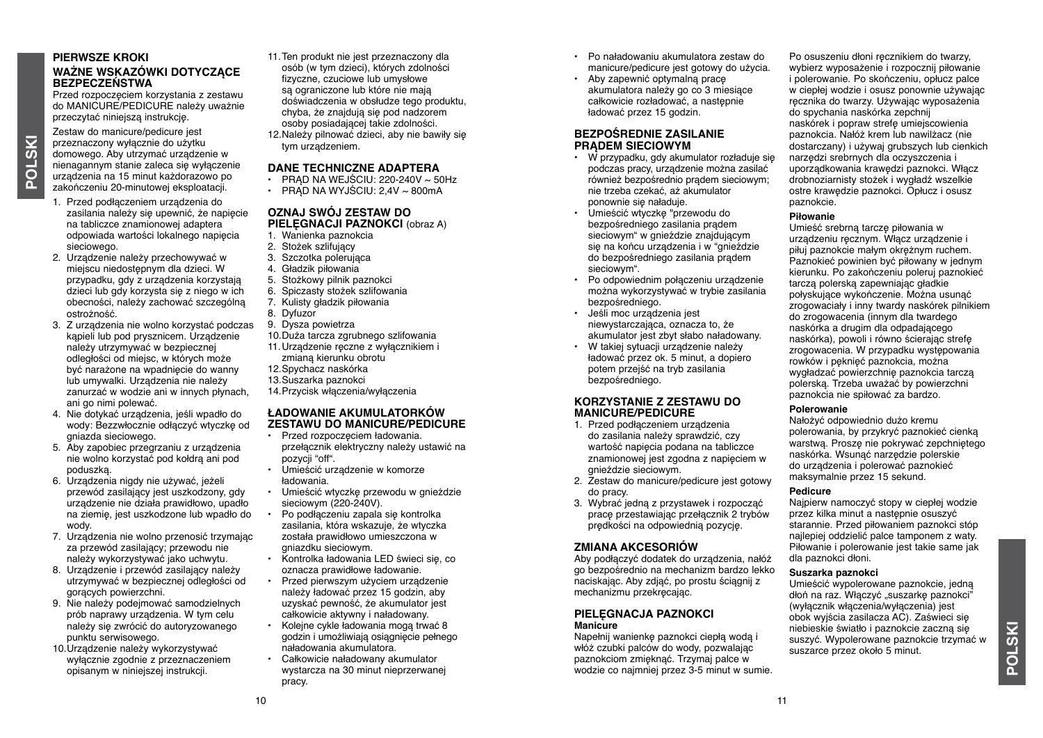## PIERWSZE KROKI

### WAŻNE WSKAZÓWKI DOTYCZĄCE BEZPIECZEŃSTWA

Przed rozpoczęciem korzystania z zestawu do MANICURE/PEDICURE należy uważnie przeczytać niniejszą instrukcję.

Zestaw do manicure/pedicure jest przeznaczony wyłącznie do użytku domowego. Aby utrzymać urządzenie w nienagannym stanie zaleca się wyłączenie urządzenia na 15 minut każdorazowo po zakończeniu 20-minutowej eksploatacji.

1. Przed podłączeniem urządzenia do zasilania należy się upewnić, że napięcie na tabliczce znamionowej adaptera odpowiada wartości lokalnego napięcia sieciowego.
2. Urządzenie należy przechowywać w miejscu niedostępnym dla dzieci. W przypadku, gdy z urządzenia korzystają dzieci lub gdy korzysta się z niego w ich obecności, należy zachować szczególną ostrożność.
3. Z urządzenia nie wolno korzystać podczas kąpieli lub pod prysznicem. Urządzenie należy utrzymywać w bezpiecznej odległości od miejsc, w których może być narażone na wpadnięcie do wanny lub umywalki. Urządzenia nie należy zanurzać w wodzie ani w innych płynach, ani go nimi polewać.
4. Nie dotykać urządzenia, jeśli wpadło do wody: Bezzwłocznie odłączyć wtyczkę od gniazda sieciowego.
5. Aby zapobiec przegrzaniu z urządzenia nie wolno korzystać pod kołdrą ani pod poduszką.
6. Urządzenia nigdy nie używać, jeżeli przewód zasilający jest uszkodzony, gdy urządzenie nie działa prawidłowo, upadło na ziemię, jest uszkodzone lub wpadło do wody.
7. Urządzenia nie wolno przenosić trzymając za przewód zasilający; przewodu nie należy wykorzystywać jako uchwytu.
8. Urządzenie i przewód zasilający należy utrzymywać w bezpiecznej odległości od gorących powierzchni.
9. Nie należy podejmować samodzielnych prób naprawy urządzenia. W tym celu należy się zwrócić do autoryzowanego punktu serwisowego.
10. Urządzenie należy wykorzystywać wyłącznie zgodnie z przeznaczeniem opisanym w niniejszej instrukcji.
11. Ten produkt nie jest przeznaczony dla osób (w tym dzieci), których zdolności fizyczne, czuciowe lub umysłowe są ograniczone lub które nie mają doświadczenia w obsłudze tego produktu, chyba, że znajdują się pod nadzorem osoby posiadającej takie zdolności.
12. Należy pilnować dzieci, aby nie bawiły się tym urządzeniem.

### DANE TECHNICZNE ADAPTERA

- PRĄD NA WEJŚCIU: 220-240V ~ 50Hz
- PRĄD NA WYJŚCIU: 2,4V ~ 800mA

### OZNAJ SWÓJ ZESTAW DO PIELĘGNACJI PAZNOKCI (obraz A)

1. Wanienka paznokcia
2. Stożek szlifujący
3. Szczotka polerująca
4. Gładzik piłowania
5. Stożkowy pilnik paznokci
6. Spiczasty stożek szlifowania
7. Kulisty gładzik piłowania
8. Dyfuzor
9. Dysza powietrza
10. Duża tarcza zgrubnego szlifowania
11. Urządzenie ręczne z wyłącznikiem i zmianą kierunku obrotu
12. Spychacz naskórka
13. Suszarka paznokci
14. Przycisk włączenia/wyłączenia

### ŁADOWANIE AKUMULATORKÓW ZESTAWU DO MANICURE/PEDICURE

- Przed rozpoczęciem ładowania. przełącznik elektryczny należy ustawić na pozycji "off".
- Umieścić urządzenie w komorze ładowania.
- Umieścić wtyczkę przewodu w gnieździe sieciowym (220-240V).
- Po podłączeniu zapala się kontrolka zasilania, która wskazuje, że wtyczka została prawidłowo umieszczona w gniazdku sieciowym.
- Kontrolka ładowania LED świeci się, co oznacza prawidłowe ładowanie.
- Przed pierwszym użyciem urządzenie należy ładować przez 15 godzin, aby uzyskać pewność, że akumulator jest całkowicie aktywny i naładowany.
- Kolejne cykle ładowania mogą trwać 8 godzin i umożliwiają osiągnięcie pełnego naładowania akumulatora.
- Całkowicie naładowany akumulator wystarcza na 30 minut nieprzerwanej pracy.
- Po naładowaniu akumulatora zestaw do manicure/pedicure jest gotowy do użycia.
- Aby zapewnić optymalną pracę akumulatora należy go co 3 miesiące całkowicie rozładować, a następnie ładować przez 15 godzin.

### BEZPOŚREDNIE ZASILANIE PRĄDEM SIECIOWYM

- W przypadku, gdy akumulator rozładuje się podczas pracy, urządzenie można zasilać również bezpośrednio prądem sieciowym; nie trzeba czekać, aż akumulator ponownie się naładuje.
- Umieścić wtyczkę "przewodu do bezpośredniego zasilania prądem sieciowym" w gnieździe znajdującym się na końcu urządzenia i w "gnieździe do bezpośredniego zasilania prądem sieciowym".
- Po odpowiednim połączeniu urządzenie można wykorzystywać w trybie zasilania bezpośredniego.
- Jeśli moc urządzenia jest niewystarczająca, oznacza to, że akumulator jest zbyt słabo naładowany.
- W takiej sytuacji urządzenie należy ładować przez ok. 5 minut, a dopiero potem przejść na tryb zasilania bezpośredniego.

### KORZYSTANIE Z ZESTAWU DO MANICURE/PEDICURE

1. Przed podłączeniem urządzenia do zasilania należy sprawdzić, czy wartość napięcia podana na tabliczce znamionowej jest zgodna z napięciem w gnieździe sieciowym.
2. Zestaw do manicure/pedicure jest gotowy do pracy.
3. Wybrać jedną z przystawek i rozpocząć pracę przestawiając przełącznik 2 trybów prędkości na odpowiednią pozycję.

### ZMIANA AKCESORIÓW

Aby podłączyć dodatek do urządzenia, nałóż go bezpośrednio na mechanizm bardzo lekko naciskając. Aby zdjąć, po prostu ściągnij z mechanizmu przekręcając.

### PIELĘGNACJA PAZNOKCI

**Manicure**

Napełnij wanienkę paznokci ciepłą wodą i włóż czubki palców do wody, pozwalając paznokciom zmiękną́ć. Trzymaj palce w wodzie co najmniej przez 3-5 minut w sumie. Po osuszeniu dłoni ręcznikiem do twarzy, wybierz wyposażenie i rozpocznij piłowanie i polerowanie. Po skończeniu, opłucz palce w ciepłej wodzie i osusz ponownie używając ręcznika do twarzy. Używając wyposażenia do spychania naskórka zepchnij naskórek i popraw strefę umiejscowienia paznokcia. Nałóż krem lub nawilżacz (nie dostarczany) i używaj grubszych lub cienkich narzędzi srebrnych do oczyszczenia i uporządkowania krawędzi paznokci. Włącz drobnoziarnisty stożek i wygładź wszelkie ostre krawędzie paznokci. Opłucz i osusz paznokcie.

**Piłowanie**

Umieść srebrną tarczę piłowania w urządzeniu ręcznym. Włącz urządzenie i piłuj paznokcie małym okrężnym ruchem. Paznokieć powinien być piłowany w jednym kierunku. Po zakończeniu poleruj paznokieć tarczą polerską zapewniając gładkie połyskujące wykończenie. Można usunąć zrogowaciały i inny twardy naskórek pilnikiem do zrogowacenia (innym dla twardego naskórka a drugim dla odpadającego naskórka), powoli i równo ścierając strefę zrogowacenia. W przypadku występowania rowków i pęknięć paznokcia, można wygładzać powierzchnię paznokcia tarczą polerską. Trzeba uważać by powierzchni paznokcia nie spiłować za bardzo.

**Polerowanie**

Nałożyć odpowiednio dużo kremu polerowania, by przykryć paznokieć cienką warstwą. Proszę nie pokrywać zepchniętego naskórka. Wsunąć narzędzie polerskie do urządzenia i polerować paznokieć maksymalnie przez 15 sekund.

**Pedicure**

Najpierw namoczyć stopy w ciepłej wodzie przez kilka minut a następnie osuszyć starannie. Przed piłowaniem paznokci stóp najlepiej oddzielić palce tamponem z waty. Piłowanie i polerowanie jest takie same jak dla paznokci dłoni.

**Suszarka paznokci**

Umieścić wypolerowane paznokcie, jedną dłoń na raz. Włączyć „suszarkę paznokci" (wyłącznik włączenia/wyłączenia) jest obok wyjścia zasilacza AC). Zaświeci się niebieskie światło i paznokcie zaczną się suszyć. Wypolerowane paznokcie trzymać w suszarce przez około 5 minut.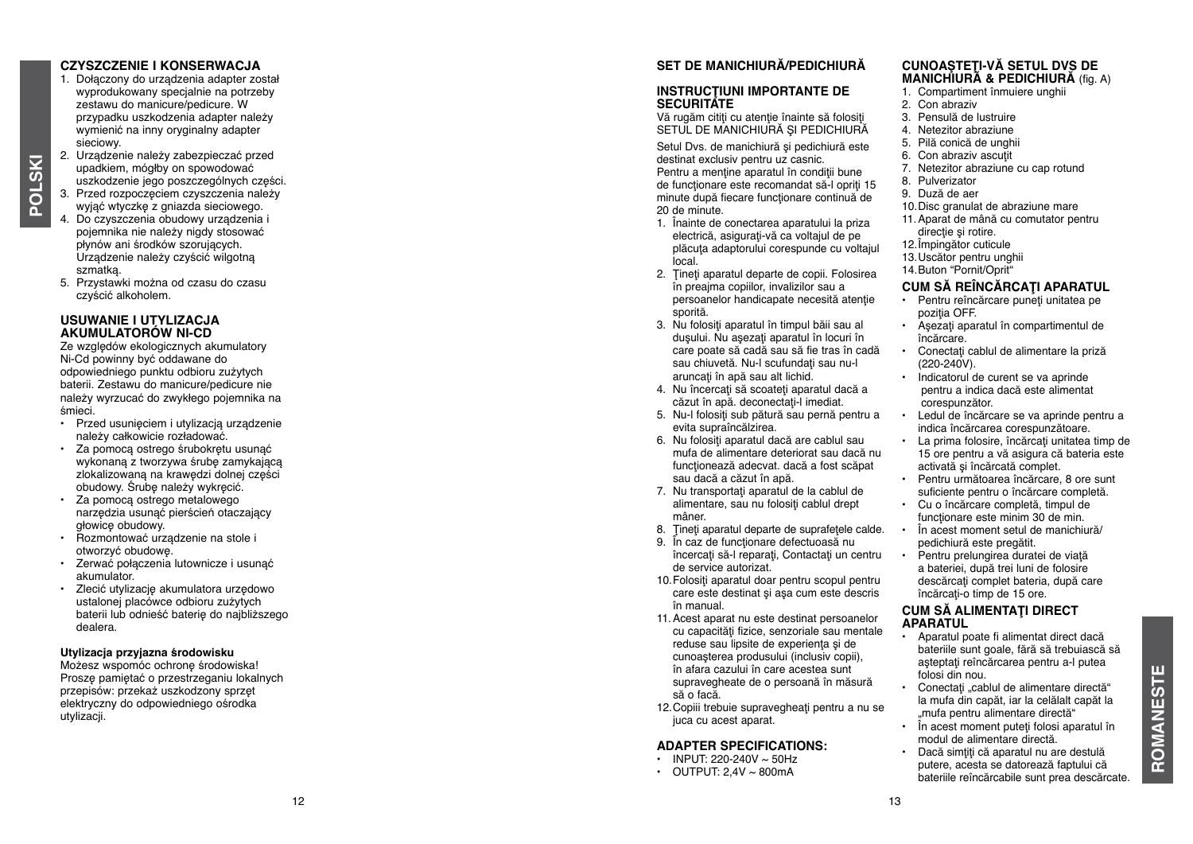POLSKI

## CZYSZCZENIE I KONSERWACJA

1. Dołączony do urządzenia adapter został wyprodukowany specjalnie na potrzeby zestawu do manicure/pedicure. W przypadku uszkodzenia adapter należy wymienić na inny oryginalny adapter sieciowy.
2. Urządzenie należy zabezpieczać przed upadkiem, mógłby on spowodować uszkodzenie jego poszczególnych części.
3. Przed rozpoczęciem czyszczenia należy wyjąć wtyczkę z gniazda sieciowego.
4. Do czyszczenia obudowy urządzenia i pojemnika nie należy nigdy stosować płynów ani środków szorujących. Urządzenie należy czyścić wilgotną szmatką.
5. Przystawki można od czasu do czasu czyścić alkoholem.

## USUWANIE I UTYLIZACJA AKUMULATORÓW NI-CD

Ze względów ekologicznych akumulatory Ni-Cd powinny być oddawane do odpowiedniego punktu odbioru zużytych baterii. Zestawu do manicure/pedicure nie należy wyrzucać do zwykłego pojemnika na śmieci.

- Przed usunięciem i utylizacją urządzenie należy całkowicie rozładować.
- Za pomocą ostrego śrubokrętu usunąć wykonaną z tworzywa śrubę zamykającą zlokalizowaną na krawędzi dolnej części obudowy. Śrubę należy wykręcić.
- Za pomocą ostrego metalowego narzędzia usunąć pierścień otaczający głowicę obudowy.
- Rozmontować urządzenie na stole i otworzyć obudowę.
- Zerwać połączenia lutownicze i usunąć akumulator.
- Zlecić utylizację akumulatora urzędowo ustalonej placówce odbioru zużytych baterii lub odnieść baterię do najbliższego dealera.

**Utylizacja przyjazna środowisku**

Możesz wspomóc ochronę środowiska! Proszę pamiętać o przestrzeganiu lokalnych przepisów: przekaż uszkodzony sprzęt elektryczny do odpowiedniego ośrodka utylizacji.

## SET DE MANICHIURĂ/PEDICHIURĂ

### INSTRUCŢIUNI IMPORTANTE DE SECURITATE

Vă rugăm citiţi cu atenţie înainte să folosiţi SETUL DE MANICHIURĂ ŞI PEDICHIURĂ

Setul Dvs. de manichiură şi pedichiură este destinat exclusiv pentru uz casnic.
Pentru a menţine aparatul în condiţii bune de funcţionare este recomandat să-l opriţi 15 minute după fiecare funcţionare continuă de 20 de minute.

1. Înainte de conectarea aparatului la priza electrică, asiguraţi-vă ca voltajul de pe plăcuţa adaptorului corespunde cu voltajul local.
2. Ţineţi aparatul departe de copii. Folosirea în preajma copiilor, invalizilor sau a persoanelor handicapate necesită atenţie sporită.
3. Nu folosiţi aparatul în timpul băii sau al duşului. Nu aşezaţi aparatul în locuri în care poate să cadă sau să fie tras în cadă sau chiuvetă. Nu-l scufundaţi sau nu-l aruncaţi în apă sau alt lichid.
4. Nu încercaţi să scoateţi aparatul dacă a căzut în apă. deconectaţi-l imediat.
5. Nu-l folosiţi sub pătură sau pernă pentru a evita supraîncălzirea.
6. Nu folosiţi aparatul dacă are cablul sau mufa de alimentare deteriorat sau dacă nu funcţionează adecvat. dacă a fost scăpat sau dacă a căzut în apă.
7. Nu transportaţi aparatul de la cablul de alimentare, sau nu folosiţi cablul drept mâner.
8. Ţineţi aparatul departe de suprafeţele calde.
9. În caz de funcţionare defectuoasă nu încercaţi să-l reparaţi, Contactaţi un centru de service autorizat.
10. Folosiţi aparatul doar pentru scopul pentru care este destinat şi aşa cum este descris în manual.
11. Acest aparat nu este destinat persoanelor cu capacităţi fizice, senzoriale sau mentale reduse sau lipsite de experienţa şi de cunoaşterea produsului (inclusiv copii), în afara cazului în care acestea sunt supravegheate de o persoană în măsură să o facă.
12. Copiii trebuie supravegheaţi pentru a nu se juca cu acest aparat.

### ADAPTER SPECIFICATIONS:

- INPUT: 220-240V ~ 50Hz
- OUTPUT: 2,4V ~ 800mA

## CUNOAŞTEŢI-VĂ SETUL DVS DE MANICHIURĂ & PEDICHIURĂ (fig. A)

1. Compartiment înmuiere unghii
2. Con abraziv
3. Pensulă de lustruire
4. Netezitor abraziune
5. Pilă conică de unghii
6. Con abraziv ascuţit
7. Netezitor abraziune cu cap rotund
8. Pulverizator
9. Duză de aer
10. Disc granulat de abraziune mare
11. Aparat de mână cu comutator pentru direcţie şi rotire.
12. Împingător cuticule
13. Uscător pentru unghii
14. Buton "Pornit/Oprit"

## CUM SĂ REÎNCĂRCAŢI APARATUL

- Pentru reîncărcare puneţi unitatea pe poziţia OFF.
- Aşezaţi aparatul în compartimentul de încărcare.
- Conectaţi cablul de alimentare la priză (220-240V).
- Indicatorul de curent se va aprinde pentru a indica dacă este alimentat corespunzător.
- Ledul de încărcare se va aprinde pentru a indica încărcarea corespunzătoare.
- La prima folosire, încărcaţi unitatea timp de 15 ore pentru a vă asigura că bateria este activată şi încărcată complet.
- Pentru următoarea încărcare, 8 ore sunt suficiente pentru o încărcare completă.
- Cu o încărcare completă, timpul de funcţionare este minim 30 de min.
- În acest moment setul de manichiură/ pedichiură este pregătit.
- Pentru prelungirea duratei de viaţă a bateriei, după trei luni de folosire descărcaţi complet bateria, după care încărcaţi-o timp de 15 ore.

## CUM SĂ ALIMENTAŢI DIRECT APARATUL

- Aparatul poate fi alimentat direct dacă bateriile sunt goale, fără să trebuiască să aşteptaţi reîncărcarea pentru a-l putea folosi din nou.
- Conectaţi „cablul de alimentare directă" la mufa din capăt, iar la celălalt capăt la „mufa pentru alimentare directă"
- În acest moment puteţi folosi aparatul în modul de alimentare directă.
- Dacă simţiţi că aparatul nu are destulă putere, acesta se datorează faptului că bateriile reîncărcabile sunt prea descărcate.

ROMANESTE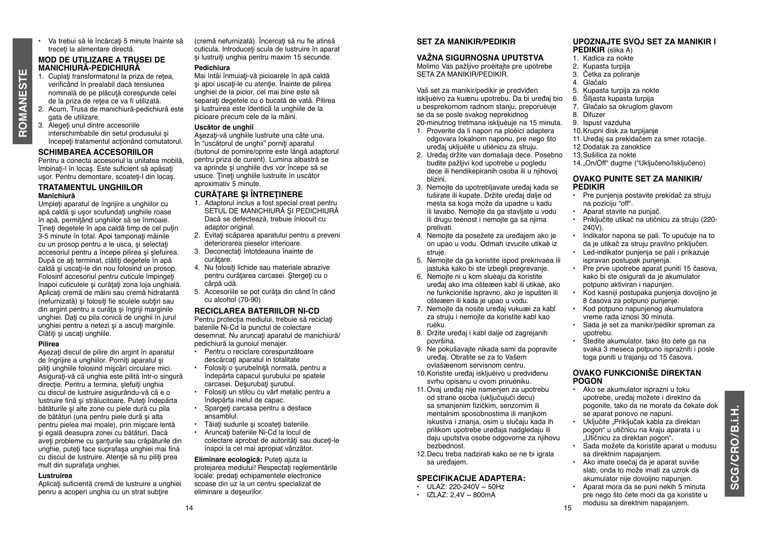- Va trebui să le încărcaţi 5 minute înainte să treceţi la alimentare directă.

## MOD DE UTILIZARE A TRUSEI DE MANICHIURĂ-PEDICHIURĂ

1. Cuplaţi transformatorul la priza de reţea, verificând în prealabil dacă tensiunea nominală de pe plăcuţă corespunde celei de la priza de reţea ce va fi utilizată.
2. Acum, Trusa de manichiură-pedichiură este gata de utilizare.
3. Alegeţi unul dintre accesoriile interschimbabile din setul produsului şi începeţi tratamentul acţionând comutatorul.

## SCHIMBAREA ACCESORIILOR

Pentru a conecta accesoriul la unitatea mobilă, îmbinaţi-l în locaş. Este suficient să apăsaţi uşor. Pentru demontare, scoateţi-l din locaş.

## TRATAMENTUL UNGHIILOR

### Manichiură

Umpleţi aparatul de îngrijire a unghiilor cu apă caldă şi uşor scufundaţi unghiile roase în apă, permiţând unghiilor să se înmoaie. Ţineţi degetele în apa caldă timp de cel puţin 3-5 minute în total. Apoi tamponaţi mâinile cu un prosop pentru a le usca, şi selectaţi accesoriul pentru a începe pilirea şi şlefuirea. După ce aţi terminat, clătiţi degetele în apă caldă şi uscaţi-le din nou folosind un prosop. Folosinf accesoriul pentru cuticule împingeţi înapoi cuticulele şi curăţaţi zona loja unghială. Aplicaţi cremă de mâini sau cremă hidratantă (nefurnizată) şi folosiţi fie sculele subţiri sau din argint pentru a curăţa şi îngriji marginile unghiei. Daţi cu pila conică de unghii în jurul unghiei pentru a netezi şi a ascuţi marginile. Clătiţi şi uscaţi unghiile.

### Pilirea

Aşezaţi discul de pilire din argint în aparatul de îngrijire a unghiilor. Porniţi aparatul şi piliţi unghiile folosind mişcări circulare mici. Asiguraţi-vă că unghia este pilită într-o singură direcţie. Pentru a termina, şlefuiţi unghia cu discul de lustruire asigurându-vă că e o lustruire fină şi strălucitoare. Puteţi îndepărta bătăturile şi alte zone cu piele dură cu pila de bătături (una pentru piele dură şi alta pentru pielea mai moale), prin mişcare lentă şi egală deasupra zonei cu bătături. Dacă aveţi probleme cu şanţurile din crăpăturile din unghie, puteţi face suprafaşa unghiei mai fină cu discul de lustruire. Atenţie să nu piliţi prea mult din suprafaţa unghiei.

### Lustruirea

Aplicaţi suficientă cremă de lustruire a unghiei penru a acoperi unghia cu un strat subţire (cremă nefurnizată). Încercaţi să nu fie atinsă cuticula. Introduceţi scula de lustruire în aparat şi lustruiţi unghia pentru maxim 15 secunde.

### Pedichiura

Mai întâi înmuiaţi-vă picioarele în apă caldă şi apoi uscaţi-le cu atenţie. Înainte de pilirea unghiei de la picior, cel mai bine este să separaţi degetele cu o bucată de vată. Pilirea şi lustruirea este identică la unghiile de la picioare precum cele de la mâini.

### Uscător de unghii

Aşezaţi-vă unghiile lustruite una câte una. În "uscătorul de unghii" porniţi aparatul (butonul de pornire/oprire este lângă adaptorul pentru priza de curent). Lumina albastră se va aprinde şi unghiile dvs vor începe să se usuce. Ţineţi unghiile lustruite în uscător aproximativ 5 minute.

## CURĂŢARE ŞI ÎNTREŢINERE

1. Adaptorul inclus a fost special creat pentru SETUL DE MANICHIURĂ ŞI PEDICHIURĂ Dacă se defectează, trebuie înlocuit cu adaptor original.
2. Evitaţi scăparea aparatului pentru a preveni deteriorarea pieselor interioare.
3. Deconectaţi întotdeauna înainte de curăţare.
4. Nu folosiţi lichide sau materiale abrazive pentru curăţarea carcasei. Ştergeţi cu o cârpă udă.
5. Accesoriile se pot curăţa din când în când cu alcohol (70-90)

## RECICLAREA BATERIILOR NI-CD

Pentru protecţia mediului, trebuie să reciclaţi bateriile Ni-Cd la punctul de colectare desemnat. Nu aruncaţi aparatul de manichiură/pedichiură la gunoiul menajer.

- Pentru o reciclare corespunzătoare descărcaţi aparatul in totalitate
- Folosiţi o şurubelniţă normală, pentru a îndepărta capacul şurubului pe spatele carcasei. Deşurubaţi şurubul.
- Folosiţi un stilou cu vârf metalic pentru a îndepărta inelul de capac.
- Spargeţi carcasa pentru a desface ansamblul.
- Tăiaţi sudurile şi scoateţi bateriile.
- Aruncaţi bateriile Ni-Cd la locul de colectare aprobat de autorităţi sau duceţi-le înapoi la cel mai apropiat vânzător.

**Eliminare ecologică:** Puteţi ajuta la protejarea mediului! Respectaţi reglementările locale: predaţi echipamentele electronice scoase din uz la un centru specializat de eliminare a deşeurilor.

## SET ZA MANIKIR/PEDIKIR

## VAŽNA SIGURNOSNA UPUTSTVA

Molimo Vas pažljivo proèitajte pre upotrebe SETA ZA MANIKIR/PEDIKIR.

Vaš set za manikir/pedikir je predviđen iskljuèivo za kuænu upotrebu. Da bi uređaj bio u besprekornom radnom stanju, preporuèuje se da se posle svakog neprekidnog 20-minutnog tretmana iskljuèuje na 15 minuta.

1. Proverite da li napon na ploèici adaptera odgovara lokalnom naponu, pre nego što uređaj ukljuèite u utiènicu za struju.
2. Uređaj držite van domašaja dece. Posebno budite pažljivi kod upotrebe u pogledu dece ili hendikepiranih osoba ili u njihovoj blizini.
3. Nemojte da upotrebljavate uređaj kada se tuširate ili kupate. Držite uređaj dalje od mesta sa koga može da upadne u kadu ili lavabo. Nemojte da ga stavljate u vodu ili drugu teènost i nemojte ga sa njima prelivati.
4. Nemojte da posežete za uređajem ako je on upao u vodu. Odmah izvucite utikaè iz struje.
5. Nemojte da ga koristite ispod prekrivaèa ili jastuka kako bi ste izbegli pregrevanje.
6. Nemojte ni u kom sluèaju da koristite uređaj ako ima ošteæen kabl ili utikaè, ako ne funkcioniše ispravno, ako je ispušten ili ošteæen ili kada je upao u vodu.
7. Nemojte da nosite uređaj vukuæi za kabl za struju i nemojte da koristite kabl kao ruèku.
8. Držite uređaj i kabl dalje od zagrejanih površina.
9. Ne pokušavajte nikada sami da popravite uređaj. Obratite se za to Vašem ovlašæenom servisnom centru.
10. Koristite uređaj iskljuèivo u predviđenu svrhu opisanu u ovom priruèniku.
11. Ovaj uređaj nije namenjen za upotrebu od strane osoba (ukljuèujuæi decu) sa smanjenim fizièkim, senzornim ili mentalnim sposobnostima ili manjkom iskustva i znanja, osim u sluèaju kada ih prilikom upotrebe uređaja nadgledaju ili daju uputstva osobe odgovorne za njihovu bezbednost.
12. Decu treba nadzirati kako se ne bi igrala sa uređajem.

## SPECIFIKACIJE ADAPTERA:

- ULAZ: 220-240V ~ 50Hz
- IZLAZ: 2,4V ~ 800mA

## UPOZNAJTE SVOJ SET ZA MANIKIR I PEDIKIR (slika A)

1. Kadica za nokte
2. Kupasta turpija
3. Četka za poliranje
4. Glačalo
5. Kupasta turpija za nokte
6. Šiljasta kupasta turpija
7. Glačalo sa okruglom glavom
8. Difuzer
9. Ispust vazduha
10. Krupni disk za turpijanje
11. Uređaj sa prekidačem za smer rotacije.
12. Dodatak za zanoktice
13. Sušilica za nokte
14. „On/Off" dugme ("Uključeno/Isključeno)

## OVAKO PUNITE SET ZA MANIKIR/PEDIKIR

- Pre punjenja postavite prekidač za struju na poziciju "off".
- Aparat stavite na punjač.
- Priključite utikač na utičnicu za struju (220-240V).
- Indikator napona se pali. To upućuje na to da je utikač za struju pravilno priključen.
- Led-indikator punjenja se pali i prikazuje ispravan postupak punjenja.
- Pre prve upotrebe aparat puniti 15 časova, kako bi ste osigurali da je akumulator potpuno aktiviran i napunjen.
- Kod kasniji postupaka punjenja dovoljno je 8 časova za potpuno punjenje.
- Kod potpuno napunjenog akumulatora vreme rada iznosi 30 minuta.
- Sada je set za manikir/pedikir spreman za upotrebu.
- Štedite akumulator, tako što ćete ga na svaka 3 meseca potpuno isprazniti i posle toga puniti u trajanju od 15 časova.

## OVAKO FUNKCIONIŠE DIREKTAN POGON

- Ako se akumulator isprazni u toku upotrebe, uređaj možete i direktno da pogonite, tako da ne morate da čekate dok se aparat ponovo ne napuni.
- Uključite „Priključak kabla za direktan pogon" u utičnicu na kraju aparata i u „Utičnicu za direktan pogon".
- Sada možete da koristite aparat u modusu sa direktnim napajanjem.
- Ako imate osećaj da je aparat suviše slab, onda to može imati za uzrok da akumulator nije dovoljno napunjen.
- Aparat mora da se puni nekih 5 minuta pre nego što ćete moći da ga koristite u modusu sa direktnim napajanjem.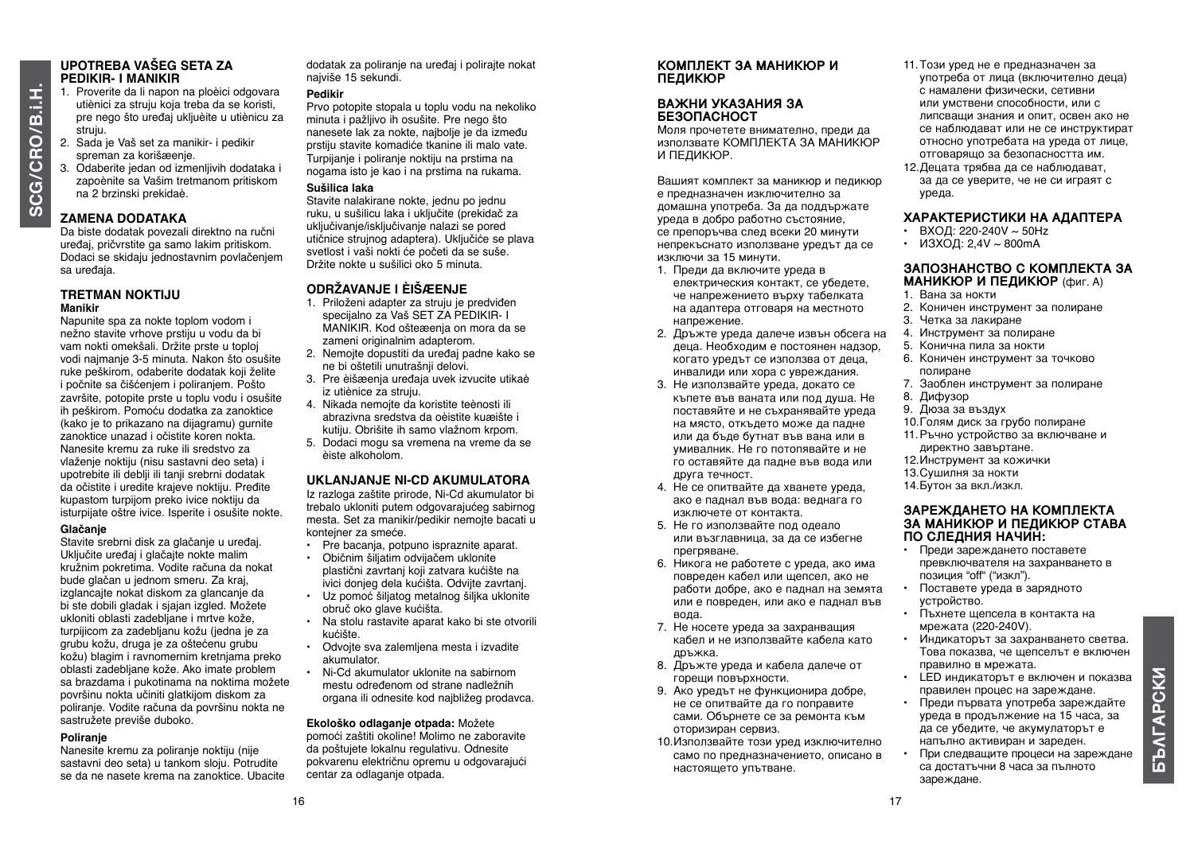## UPOTREBA VAŠEG SETA ZA PEDIKIR- I MANIKIR

1. Proverite da li napon na ploèici odgovara utiènici za struju koja treba da se koristi, pre nego što uređaj ukljuèite u utiènicu za struju.
2. Sada je Vaš set za manikir- i pedikir spreman za korišæenje.
3. Odaberite jedan od izmenljivih dodataka i zapoènite sa Vašim tretmanom pritiskom na 2 brzinski prekidaè.

## ZAMENA DODATAKA

Da biste dodatak povezali direktno na ruèni uređaj, prièvrstite ga samo lakim pritiskom. Dodaci se skidaju jednostavnim povlaèenjem sa uređaja.

## TRETMAN NOKTIJU

**Manikir**

Napunite spa za nokte toplom vodom i nežno stavite vrhove prstiju u vodu da bi vam nokti omekšali. Držite prste u toploj vodi najmanje 3-5 minuta. Nakon što osušite ruke peškirom, odaberite dodatak koji želite i poènite sa èišæenjem i poliranjem. Pošto završite, potopite prste u toplu vodu i osušite ih peškirom. Pomoću dodatka za zanoktice (kako je to prikazano na dijagramu) gurnite zanoktice unazad i oèistite koren nokta. Nanesite kremu za ruke ili sredstvo za vlaženje noktiju (nisu sastavni deo seta) i upotrebite ili deblji ili tanji srebrni dodatak da oèistite i uredite krajeve noktiju. Pređite kupastom turpijom preko ivice noktiju da isturpijate oštre ivice. Isperite i osušite nokte.

**Glaèanje**

Stavite srebrni disk za glaèanje u uređaj. Ukljuèite uređaj i glaèajte nokte malim kružnim pokretima. Vodite raèuna da nokat bude glaèan u jednom smeru. Za kraj, izglancajte nokat diskom za glancanje da bi ste dobili gladak i sjajan izgled. Možete ukloniti oblasti zadebljane i mrtve kože, turpijicom za zadebljanu kožu (jedna je za grubu kožu, druga je za ošteæenu grubu kožu) blagim i ravnomernim kretnjama preko oblasti zadebljane kože. Ako imate problem sa brazdama i pukotinama na noktima možete površinu nokta uèiniti glatkijim diskom za poliranje. Vodite raèuna da površinu nokta ne sastružete previše duboko.

**Poliranje**

Nanesite kremu za poliranje noktiju (nije sastavni deo seta) u tankom sloju. Potrudite se da ne nasete krema na zanoktice. Ubacite dodatak za poliranje na uređaj i polirajte nokat najviše 15 sekundi.

**Pedikir**

Prvo potopite stopala u toplu vodu na nekoliko minuta i pažljivo ih osušite. Pre nego što nanesete lak za nokte, najbolje je da između prstiju stavite komadiæe tkanine ili malo vate. Turpijanje i poliranje noktiju na prstima na nogama isto je kao i na prstima na rukama.

**Sušilica laka**

Stavite nalakirane nokte, jednu po jednu ruku, u sušilicu laka i ukljuèite (prekidaè za ukljuèivanje/iskljuèivanje nalazi se pored utiènice strujnog adaptera). Ukljuèiæe se plava svetlost i vaši nokti æe poèeti da se suše. Držite nokte u sušilici oko 5 minuta.

## ODRŽAVANJE I ÈIŠÆENJE

1. Priloženi adapter za struju je predviđen specijalno za Vaš SET ZA PEDIKIR- I MANIKIR. Kod oštečenja on mora da se zameni originalnim adapterom.
2. Nemojte dopustiti da uređaj padne kako se ne bi oštetili unutrašnji delovi.
3. Pre èišæenja uređaja uvek izvucite utikaè iz utiènice za struju.
4. Nikada nemojte da koristite teènosti ili abrazivna sredstva da oèistite kuæište i kutiju. Obrišite ih samo vlažnom krpom.
5. Dodaci mogu sa vremena na vreme da se èiste alkoholom.

## UKLANJANJE NI-CD AKUMULATORA

Iz razloga zaštite prirode, Ni-Cd akumulator bi trebalo ukloniti putem odgovarajuæeg sabirnog mesta. Set za manikir/pedikir nemojte bacati u kontejner za smeæe.

- Pre bacanja, potpuno ispraznite aparat.
- Obiènim šiljatim odvijaèem uklonite plastièni zavrtanj koji zatvara kuæište na ivici donjeg dela kuæišta. Odvijte zavrtanj.
- Uz pomoæ šiljatog metalnog šiljka uklonite obruè oko glave kuæišta.
- Na stolu rastavite aparat kako bi ste otvorili kuæište.
- Odvojte sva zalemljena mesta i izvadite akumulator.
- Ni-Cd akumulator uklonite na sabirnom mestu određenom od strane nadležnih organa ili odnesite kod najbližeg prodavca.

**Ekološko odlaganje otpada:** Možete pomoæi zaštiti okoline! Molimo ne zaboravite da poštujete lokalnu regulativu. Odnesite pokvarenu elektriènu opremu u odgovarajuæi centar za odlaganje otpada.

## КОМПЛЕКТ ЗА МАНИКЮР И ПЕДИКЮР

### ВАЖНИ УКАЗАНИЯ ЗА БЕЗОПАСНОСТ

Моля прочетете внимателно, преди да използвате КОМПЛЕКТА ЗА МАНИКЮР И ПЕДИКЮР.

Вашият комплект за маникюр и педикюр е предназначен изключително за домашна употреба. За да поддържате уреда в добро работно състояние, се препоръчва след всеки 20 минути непрекъснато използване уредът да се изключи за 15 минути.

1. Преди да включите уреда в електрическия контакт, се убедете, че напрежението върху табелката на адаптера отговаря на местното напрежение.
2. Дръжте уреда далече извън обсега на деца. Необходим е постоянен надзор, когато уредът се използва от деца, инвалиди или хора с увреждания.
3. Не използвайте уреда, докато се къпете във ваната или под душа. Не поставяйте и не съхранявайте уреда на място, откъдето може да падне или да бъде бутнат във вана или в умивалник. Не го потопявайте и не го оставяйте да падне във вода или друга течност.
4. Не се опитвайте да хванете уреда, ако е паднал във вода: веднага го изключете от контакта.
5. Не го използвайте под одеало или възглавница, за да се избегне прегряване.
6. Никога не работете с уреда, ако има повреден кабел или щепсел, ако не работи добре, ако е паднал на земята или е повреден, или ако е паднал във вода.
7. Не носете уреда за захранващия кабел и не използвайте кабела като дръжка.
8. Дръжте уреда и кабела далече от горещи повърхности.
9. Ако уредът не функционира добре, не се опитвайте да го поправите сами. Обърнете се за ремонта към оторизиран сервиз.
10. Използвайте този уред изключително само по предназначението, описано в настоящето упътване.
11. Този уред не е предназначен за употреба от лица (включително деца) с намалени физически, сетивни или умствени способности, или с липсващи знания и опит, освен ако не се наблюдават или не се инструктират относно употребата на уреда от лице, отговарящо за безопасността им.
12. Децата трябва да се наблюдават, за да се уверите, че не си играят с уреда.

### ХАРАКТЕРИСТИКИ НА АДАПТЕРА

- ВХОД: 220-240V ~ 50Hz
- ИЗХОД: 2,4V ~ 800mA

### ЗАПОЗНАНСТВО С КОМПЛЕКТА ЗА МАНИКЮР И ПЕДИКЮР (фиг. А)

1. Вана за нокти
2. Коничен инструмент за полиране
3. Четка за лакиране
4. Инструмент за полиране
5. Конична пила за нокти
6. Коничен инструмент за точково полиране
7. Заоблен инструмент за полиране
8. Дифузор
9. Дюза за въздух
10. Голям диск за грубо полиране
11. Ръчно устройство за включване и директно завъртане.
12. Инструмент за кожички
13. Сушилня за нокти
14. Бутон за вкл./изкл.

### ЗАРЕЖДАНЕТО НА КОМПЛЕКТА ЗА МАНИКЮР И ПЕДИКЮР СТАВА ПО СЛЕДНИЯ НАЧИН:

- Преди зареждането поставете превключвателя на захранването в позиция "off" ("изкл").
- Поставете уреда в зарядното устройство.
- Пъхнете щепсела в контакта на мрежата (220-240V).
- Индикаторът за захранването светва. Това показва, че щепселът е включен правилно в мрежата.
- LED индикаторът е включен и показва правилен процес на зареждане.
- Преди първата употреба зареждайте уреда в продължение на 15 часа, за да се убедите, че акумулаторът е напълно активиран и зареден.
- При следващите процеси на зареждане са достатъчни 8 часа за пълното зареждане.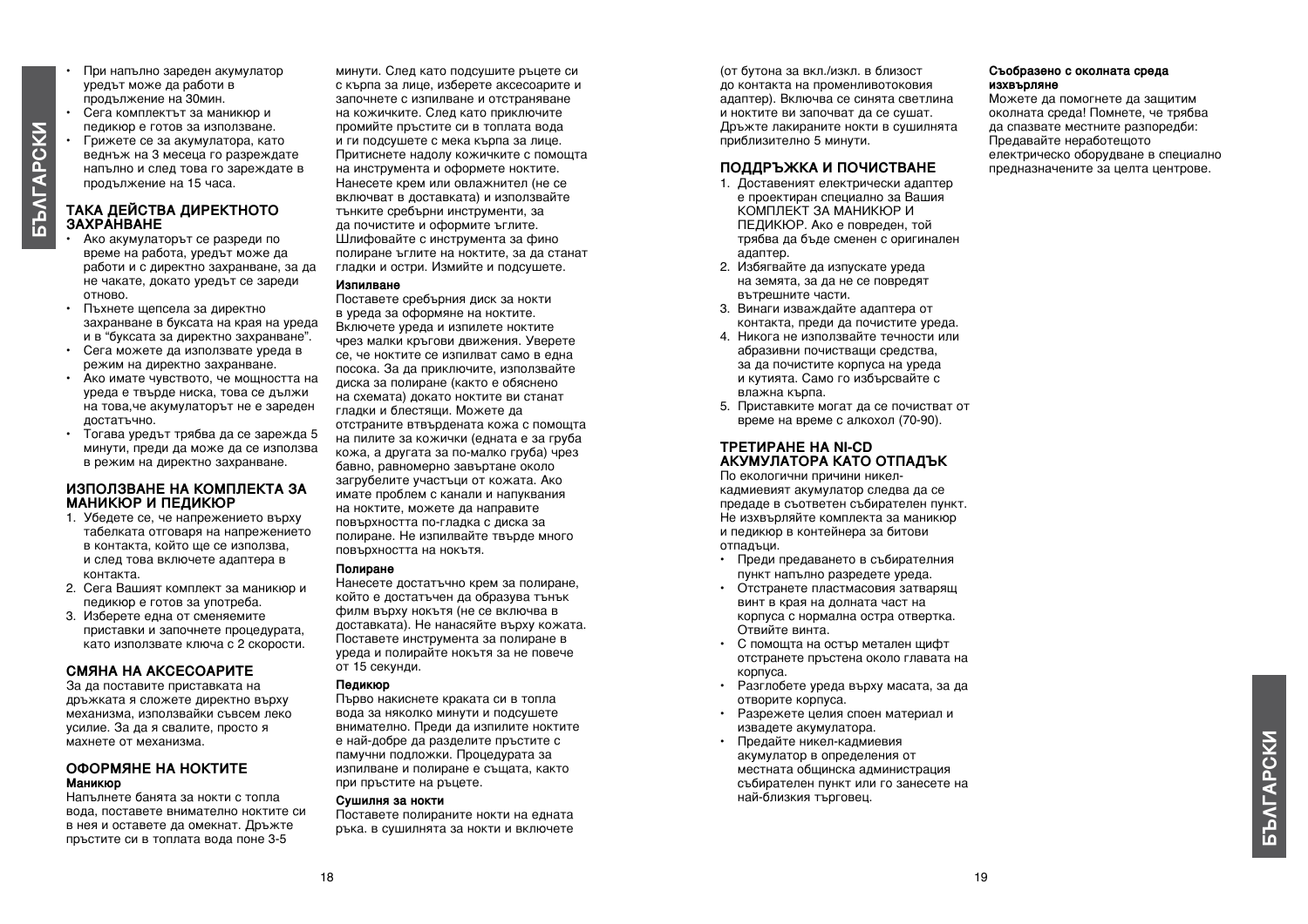- При напълно зареден акумулатор уредът може да работи в продължение на 30мин.
- Сега комплектът за маникюр и педикюр е готов за използване.
- Грижете се за акумулатора, като веднъж на 3 месеца го разреждате напълно и след това го зареждате в продължение на 15 часа.

## ТАКА ДЕЙСТВА ДИРЕКТНОТО ЗАХРАНВАНЕ

- Ако акумулаторът се разреди по време на работа, уредът може да работи и с директно захранване, за да не чакате, докато уредът се зареди отново.
- Пъхнете щепсела за директно захранване в буксата на края на уреда и в "буксата за директно захранване".
- Сега можете да използвате уреда в режим на директно захранване.
- Ако имате чувството, че мощността на уреда е твърде ниска, това се дължи на това,че акумулаторът не е зареден достатъчно.
- Тогава уредът трябва да се зарежда 5 минути, преди да може да се използва в режим на директно захранване.

## ИЗПОЛЗВАНЕ НА КОМПЛЕКТА ЗА МАНИКЮР И ПЕДИКЮР

1. Убедете се, че напрежението върху табелката отговаря на напрежението в контакта, който ще се използва, и след това включете адаптера в контакта.
2. Сега Вашият комплект за маникюр и педикюр е готов за употреба.
3. Изберете една от сменяемите приставки и започнете процедурата, като използвате ключа с 2 скорости.

## СМЯНА НА АКСЕСОАРИТЕ

За да поставите приставката на дръжката я сложете директно върху механизма, използвайки съвсем леко усилие. За да я свалите, просто я махнете от механизма.

## ОФОРМЯНЕ НА НОКТИТЕ

### Маникюр

Напълнете банята за нокти с топла вода, поставете внимателно ноктите си в нея и оставете да омекнат. Дръжте пръстите си в топлата вода поне 3-5 минути. След като подсушите ръцете си с кърпа за лице, изберете аксесоарите и започнете с изпилване и отстраняване на кожичките. След като приключите промийте пръстите си в топлата вода и ги подсушете с мека кърпа за лице. Притиснете надолу кожичките с помощта на инструмента и оформете ноктите. Нанесете крем или овлажнител (не се включват в доставката) и използвайте тънките сребърни инструменти, за да почистите и оформите ъглите. Шлифовайте с инструмента за фино полиране ъглите на ноктите, за да станат гладки и остри. Измийте и подсушете.

### Изпилване

Поставете сребърния диск за нокти в уреда за оформяне на ноктите. Включете уреда и изпилете ноктите чрез малки кръгови движения. Уверете се, че ноктите се изпилват само в една посока. За да приключите, използвайте диска за полиране (както е обяснено на схемата) докато ноктите ви станат гладки и блестящи. Можете да отстраните втвърдената кожа с помощта на пилите за кожички (едната е за груба кожа, а другата за по-малко груба) чрез бавно, равномерно завъртане около загрубелите участъци от кожата. Ако имате проблем с канали и напуквания на ноктите, можете да направите повърхността по-гладка с диска за полиране. Не изпилвайте твърде много повърхността на нокътя.

### Полиране

Нанесете достатъчно крем за полиране, който е достатъчен да образува тънък филм върху нокътя (не се включва в доставката). Не нанасяйте върху кожата. Поставете инструмента за полиране в уреда и полирайте нокътя за не повече от 15 секунди.

### Педикюр

Първо накиснете краката си в топла вода за няколко минути и подсушете внимателно. Преди да изпилите ноктите е най-добре да разделите пръстите с памучни подложки. Процедурата за изпилване и полиране е същата, както при пръстите на ръцете.

### Сушилня за нокти

Поставете полираните нокти на едната ръка. в сушилнята за нокти и включете (от бутона за вкл./изкл. в близост до контакта на променливотоковия адаптер). Включва се синята светлина и ноктите ви започват да се сушат. Дръжте лакираните нокти в сушилнята приблизително 5 минути.

## ПОДДРЪЖКА И ПОЧИСТВАНЕ

1. Доставеният електрически адаптер е проектиран специално за Вашия КОМПЛЕКТ ЗА МАНИКЮР И ПЕДИКЮР. Ако е повреден, той трябва да бъде сменен с оригинален адаптер.
2. Избягвайте да изпускате уреда на земята, за да не се повредят вътрешните части.
3. Винаги изваждайте адаптера от контакта, преди да почистите уреда.
4. Никога не използвайте течности или абразивни почистващи средства, за да почистите корпуса на уреда и кутията. Само го избърсвайте с влажна кърпа.
5. Приставките могат да се почистват от време на време с алкохол (70-90).

## ТРЕТИРАНЕ НА NI-CD АКУМУЛАТОРА КАТО ОТПАДЪК

По екологични причини никел-кадмиевият акумулатор следва да се предаде в съответен събирателен пункт. Не изхвърляйте комплекта за маникюр и педикюр в контейнера за битови отпадъци.

- Преди предаването в събирателния пункт напълно разредете уреда.
- Отстранете пластмасовия затварящ винт в края на долната част на корпуса с нормална остра отвертка. Отвийте винта.
- С помощта на остър метален щифт отстранете пръстена около главата на корпуса.
- Разглобете уреда върху масата, за да отворите корпуса.
- Разрежете целия споен материал и извадете акумулатора.
- Предайте никел-кадмиевия акумулатор в определения от местната общинска администрация събирателен пункт или го занесете на най-близкия търговец.

**Съобразено с околната среда изхвърляне**

Можете да помогнете да защитим околната среда! Помнете, че трябва да спазвате местните разпоредби: Предавайте неработещото електрическо оборудване в специално предназначените за целта центрове.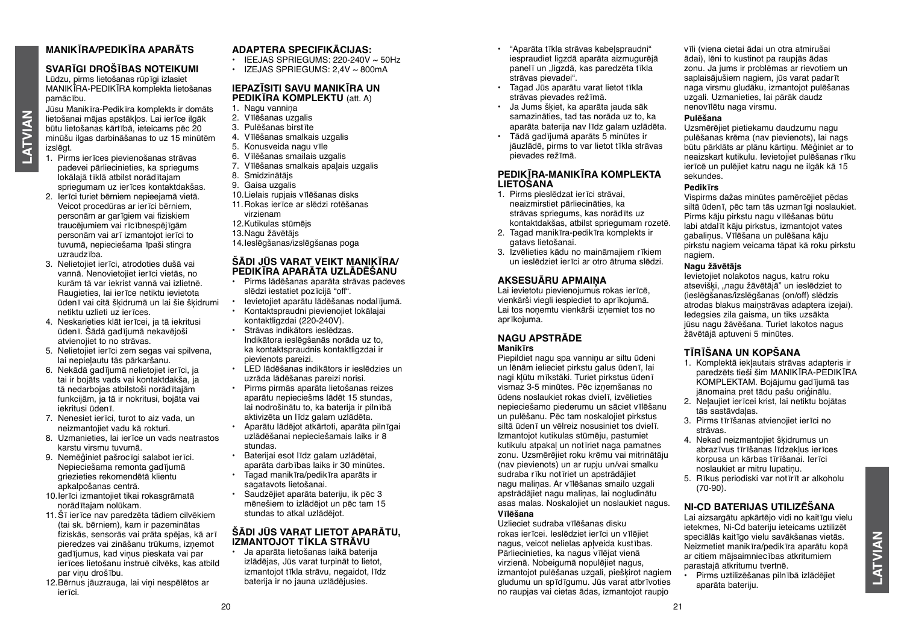## MANIKĪRA/PEDIKĪRA APARĀTS

### SVARĪGI DROŠĪBAS NOTEIKUMI

Lūdzu, pirms lietošanas rūpīgi izlasiet MANIKĪRA-PEDIKĪRA komplekta lietošanas pamācību.

Jūsu Manikīra-Pedikīra komplekts ir domāts lietošanai mājas apstākļos. Lai ierīce ilgāk būtu lietošanas kārtībā, ieteicams pēc 20 minūšu ilgas darbināšanas to uz 15 minūtēm izslēgt.

1. Pirms ierīces pievienošanas strāvas padevei pārliecinieties, ka spriegums lokālajā tīklā atbilst norādītajam spriegumam uz ierīces kontaktdakšas.
2. Ierīci turiet bērniem nepieejamā vietā. Veicot procedūras ar ierīci bērniem, personām ar garīgiem vai fiziskiem traucējumiem vai rīcībnespējīgām personām vai arī izmantojot ierīci to tuvumā, nepieciešama īpaši stingra uzraudzība.
3. Nelietojiet ierīci, atrodoties dušā vai vannā. Nenovietojiet ierīci vietās, no kurām tā var iekrist vannā vai izlietnē. Raugieties, lai ierīce netiktu ievietota ūdenī vai citā šķidrumā un lai šie šķidrumi netiktu uzlieti uz ierīces.
4. Neskarieties klāt ierīcei, ja tā iekritusi ūdenī. Šādā gadījumā nekavējoši atvienojiet to no strāvas.
5. Nelietojiet ierīci zem segas vai spilvena, lai nepieļautu tās pārkaršanu.
6. Nekādā gadījumā nelietojiet ierīci, ja tai ir bojāts vads vai kontaktdakša, ja tā nedarbojas atbilstoši norādītajām funkcijām, ja tā ir nokritusi, bojāta vai iekritusi ūdenī.
7. Nenesiet ierīci, turot to aiz vada, un neizmantojiet vadu kā rokturi.
8. Uzmanieties, lai ierīce un vads neatrastos karstu virsmu tuvumā.
9. Neměģiniet pašrocīgi salabot ierīci. Nepieciešama remonta gadījumā griezieties rekomendētā klientu apkalpošanas centrā.
10. Ierīci izmantojiet tikai rokasgrāmatā norādītajam nolūkam.
11. Šī ierīce nav paredzēta tādiem cilvēkiem (tai sk. bērniem), kam ir pazeminātas fiziskās, sensorās vai prāta spējas, kā arī pieredzes vai zināšanu trūkums, izņemot gadījumus, kad viņus pieskata vai par ierīces lietošanu instruē cilvēks, kas atbild par viņu drošību.
12. Bērnus jāuzrauga, lai viņi nespēlētos ar ierīci.

### ADAPTERA SPECIFIKĀCIJAS:

- IEEJAS SPRIEGUMS: 220-240V ~ 50Hz
- IZEJAS SPRIEGUMS: 2,4V ~ 800mA

### IEPAZĪSITI SAVU MANIKĪRA UN PEDIKĪRA KOMPLEKTU (att. A)

1. Nagu vanniņa
2. Vīlēšanas uzgalis
3. Pulēšanas birstīte
4. Vīlēšanas smalkais uzgalis
5. Konusveida nagu vīle
6. Vīlēšanas smailais uzgalis
7. Vīlēšanas smalkais apaļais uzgalis
8. Smidzinātājs
9. Gaisa uzgalis
10. Lielais rupjais vīlēšanas disks
11. Rokas ierīce ar slēdzi rotēšanas virzienam
12. Kutikulas stūmējs
13. Nagu žāvētājs
14. Ieslēgšanas/izslēgšanas poga

### ŠĀDI JŪS VARAT VEIKT MANIKĪRA/ PEDIKĪRA APARĀTA UZLĀDĒŠANU

- Pirms lādēšanas aparāta strāvas padeves slēdzi iestatiet pozīcijā "off".
- Ievietojiet aparātu lādēšanas nodalījumā.
- Kontaktspraudni pievienojiet lokālajai kontaktligzdai (220-240V).
- Strāvas indikātors ieslēdzas. Indikātora ieslēgšanās norāda uz to, ka kontaktspraudnis kontaktligzdai ir pievienots pareizi.
- LED lādēšanas indikātors ir ieslēdzies un uzrāda lādēšanas pareizi norisi.
- Pirms pirmās aparāta lietošanas reizes aparātu nepieciešms lādēt 15 stundas, lai nodrošinātu to, ka baterija ir pilnībā aktivizēta un līdz galam uzlādēta.
- Aparātu lādējot atkārtoti, aparāta pilnīgai uzlādēšanai nepieciešamais laiks ir 8 stundas.
- Baterijai esot līdz galam uzlādētai, aparāta darbības laiks ir 30 minūtes.
- Tagad manikīra/pedikīra aparāts ir sagatavots lietošanai.
- Saudzējiet aparāta bateriju, ik pēc 3 mēnešiem to izlādējot un pēc tam 15 stundas to atkal uzlādējot.

### ŠĀDI JŪS VARAT LIETOT APARĀTU, IZMANTOJOT TĪKLA STRĀVU

- Ja aparāta lietošanas laikā baterija izlādējas, Jūs varat turpināt to lietot, izmantojot tīkla strāvu, negaidot, līdz baterija ir no jauna uzlādējusies.
- "Aparāta tīkla strāvas kabeļspraudni" iespraudiet ligzdā aparāta aizmugurējā panelī un „ligzdā, kas paredzēta tīkla strāvas pievadei".
- Tagad Jūs aparātu varat lietot tīkla strāvas pievades režīmā.
- Ja Jums šķiet, ka aparāta jauda sāk samazināties, tad tas norāda uz to, ka aparāta baterija nav līdz galam uzlādēta.
- Tādā gadījumā aparāts 5 minūtes ir jāuzlādē, pirms to var lietot tīkla strāvas pievades režīmā.

### PEDIKĪRA-MANIKĪRA KOMPLEKTA LIETOŠANA

1. Pirms pieslēdzat ierīci strāvai, neaizmirstiet pārliecināties, ka strāvas spriegums, kas norādīts uz kontaktdakšas, atbilst spriegumam rozetē.
2. Tagad manikīra-pedikīra komplekts ir gatavs lietošanai.
3. Izvēlieties kādu no maināmajiem rīkiem un ieslēdziet ierīci ar otro ātruma slēdzi.

### AKSESUĀRU APMAIŅA

Lai ievietotu pievienojumus rokas ierīcē, vienkārši viegli iespiediet to aprīkojumā. Lai tos noņemtu vienkārši izņemiet tos no aprīkojuma.

### NAGU APSTRĀDE

#### Manikīrs

Piepildiet nagu spa vanniņu ar siltu ūdeni un lēnām ielieciet pirkstu galus ūdenī, lai nagi kļūtu mīkstāki. Turiet pirkstus ūdenī vismaz 3-5 minūtes. Pēc izņemšanas no ūdens noslaukiet rokas dvielī, izvēlieties nepieciešamo piederumu un sāciet vīlēšanu un pulēšanu. Pēc tam noskalojiet pirkstus siltā ūdenī un vēlreiz nosusiniet tos dvielī. Izmantojot kutikulas stūmēju, pastumiet kutikulu atpakaļ un notīriet naga pamatnes zonu. Uzsmērējiet roku krēmu vai mitrinātāju (nav pievienots) un ar rupju un/vai smalku sudraba rīku notīriet un apstrādājiet nagu maliņas. Ar vīlēšanas smailo uzgali apstrādājiet nagu maliņas, lai nogludinātu asas malas. Noskalojiet un noslaukiet nagus.

#### Vīlēšana

Uzlieciet sudraba vīlēšanas disku rokas ierīcei. Ieslēdziet ierīci un vīlējiet nagus, veicot nelielas apļveida kustības. Pārliecinieties, ka nagus vīlējat vienā virzienā. Nobeigumā nopulējiet nagus, izmantojot pulēšanas uzgali, piešķirot nagiem gludumu un spīdīgumu. Jūs varat atbrīvoties no raupjas vai cietas ādas, izmantojot raupjo vīli (viena cietai ādai un otra atmirušai ādai), lēni to kustinot pa raupjās ādas zonu. Ja jums ir problēmas ar rievotiem un saplaisājušiem nagiem, jūs varat padarīt naga virsmu gludāku, izmantojot pulēšanas uzgali. Uzmanieties, lai pārāk daudz nenovīlētu naga virsmu.

#### Pulēšana

Uzsmērējiet pietiekamu daudzumu nagu pulēšanas krēma (nav pievienots), lai nags būtu pārklāts ar plānu kārtiņu. Mēģiniet ar to neaizskart kutikulu. Ievietojiet pulēšanas rīku ierīcē un pulējiet katru nagu ne ilgāk kā 15 sekundes.

#### Pedikīrs

Vispirms dažas minūtes pamērcējiet pēdas siltā ūdenī, pēc tam tās uzmanīgi noslaukiet. Pirms kāju pirkstu nagu vīlēšanas būtu labi atdalīt kāju pirkstus, izmantojot vates gabaliņus. Vīlēšana un pulēšana kāju pirkstu nagiem veicama tāpat kā roku pirkstu nagiem.

#### Nagu žāvētājs

Ievietojiet nolakotos nagus, katru roku atsevišķi, „nagu žāvētājā" un ieslēdziet to (ieslēgšanas/izslēgšanas (on/off) slēdzis atrodas blakus maiņstrāvas adaptera izejai). Iedegsies zila gaisma, un tiks uzsākta jūsu nagu žāvēšana. Turiet lakotos nagus žāvētājā aptuveni 5 minūtes.

### TĪRĪŠANA UN KOPŠANA

1. Komplektā iekļautais strāvas adapteris ir paredzēts tieši šim MANIKĪRA-PEDIKĪRA KOMPLEKTAM. Bojājumu gadījumā tas jānomaina pret tādu pašu oriģinālu.
2. Neļaujiet ierīcei krist, lai netiktu bojātas tās sastāvdaļas.
3. Pirms tīrīšanas atvienojiet ierīci no strāvas.
4. Nekad neizmantojiet šķidrumus un abrazīvus tīrīšanas līdzekļus ierīces korpusa un kārbas tīrīšanai. Ierīci noslaukiet ar mitru lupatiņu.
5. Rīkus periodiski var notīrīt ar alkoholu (70-90).

### NI-CD BATERIJAS UTILIZĒŠANA

Lai aizsargātu apkārtējo vidi no kaitīgu vielu ietekmes, Ni-Cd bateriju ieteicams uztilizēt speciālās kaitīgo vielu savākšanas vietās. Neizmetiet manikīra/pedikīra aparātu kopā ar citiem mājsaimniecības atkritumiem parastajā atkritumu tvertnē.

- Pirms uztilizēšanas pilnībā izlādējiet aparāta bateriju.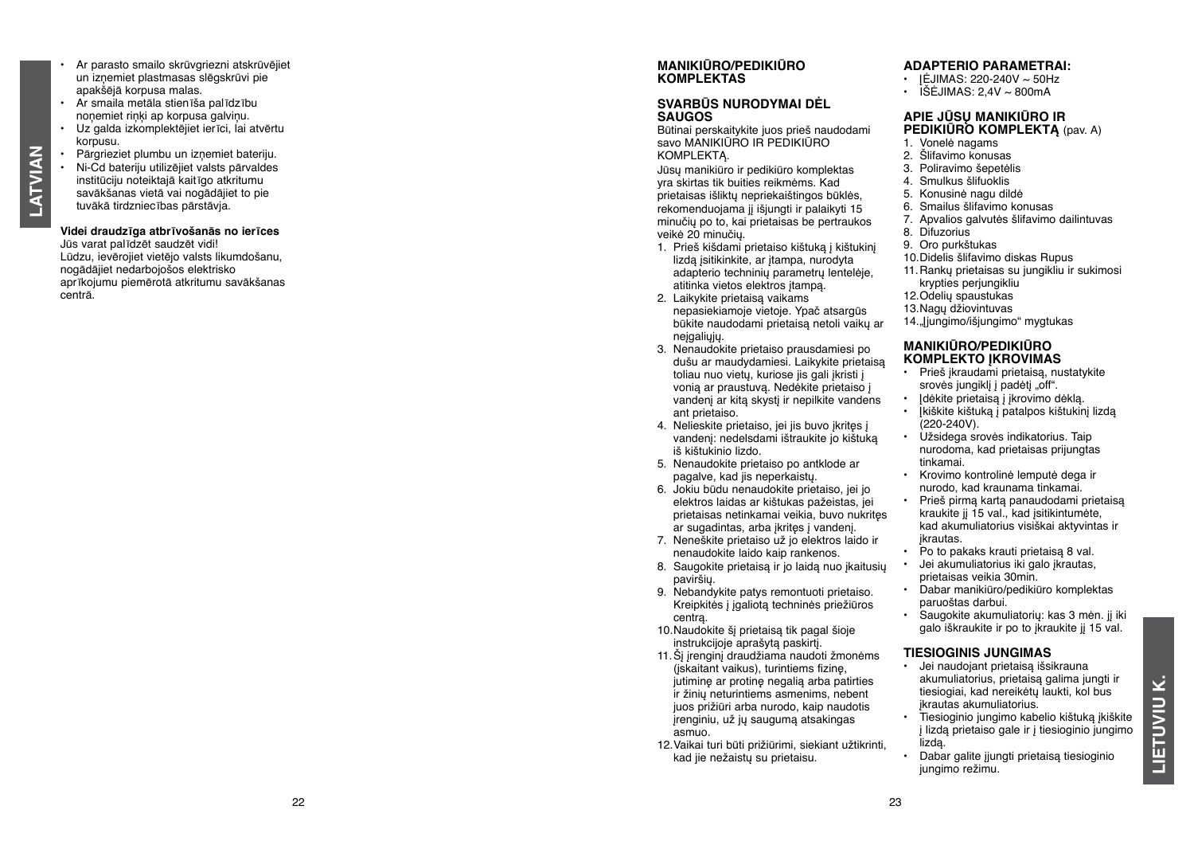- Ar parasto smailo skrūvgriezni atskrūvējiet un izņemiet plastmasas slēgskrūvi pie apakšējā korpusa malas.
- Ar smaila metāla stienīša palīdzību noņemiet riņķi ap korpusa galviņu.
- Uz galda izkomplektējiet ierīci, lai atvērtu korpusu.
- Pārgrieziet plumbu un izņemiet bateriju.
- Ni-Cd bateriju utilizējiet valsts pārvaldes institūciju noteiktajā kaitīgo atkritumu savākšanas vietā vai nogādājiet to pie tuvākā tirdzniecības pārstāvja.

**Videi draudzīga atbrīvošanās no ierīces**

Jūs varat palīdzēt saudzēt vidi!
Lūdzu, ievērojiet vietējo valsts likumdošanu, nogādājiet nedarbojošos elektrisko aprīkojumu piemērotā atkritumu savākšanas centrā.

## MANIKIŪRO/PEDIKIŪRO KOMPLEKTAS

### SVARBŪS NURODYMAI DĖL SAUGOS

Būtinai perskaitykite juos prieš naudodami savo MANIKIŪRO IR PEDIKIŪRO KOMPLEKTĄ.

Jūsų manikiūro ir pedikiūro komplektas yra skirtas tik buities reikmėms. Kad prietaisas išliktų nepriekaištingos būklės, rekomenduojama jį išjungti ir palaikyti 15 minučių po to, kai prietaisas be pertraukos veikė 20 minučių.

1. Prieš kišdami prietaiso kištuką į kištukinį lizdą įsitikinkite, ar įtampa, nurodyta adapterio techninių parametrų lentelėje, atitinka vietos elektros įtampą.
2. Laikykite prietaisą vaikams nepasiekiamoje vietoje. Ypač atsargūs būkite naudodami prietaisą netoli vaikų ar neįgaliųjų.
3. Nenaudokite prietaiso prausdamiesi po dušu ar maudydamiesi. Laikykite prietaisą toliau nuo vietų, kuriose jis gali įkristi į vonią ar praustuvą. Nedėkite prietaiso į vandenį ar kitą skystį ir nepilkite vandens ant prietaiso.
4. Nelieskite prietaiso, jei jis buvo įkritęs į vandenį: nedelsdami ištraukite jo kištuką iš kištukinio lizdo.
5. Nenaudokite prietaiso po antklode ar pagalve, kad jis neperkaistų.
6. Jokiu būdu nenaudokite prietaiso, jei jo elektros laidas ar kištukas pažeistas, jei prietaisas netinkamai veikia, buvo nukritęs ar sugadintas, arba įkritęs į vandenį.
7. Neneškite prietaiso už jo elektros laido ir nenaudokite laido kaip rankenos.
8. Saugokite prietaisą ir jo laidą nuo įkaitusių paviršių.
9. Nebandykite patys remontuoti prietaiso. Kreipkitės į įgaliotą techninės priežiūros centrą.
10. Naudokite šį prietaisą tik pagal šioje instrukcijoje aprašytą paskirtį.
11. Šį įrenginį draudžiama naudoti žmonėms (įskaitant vaikus), turintiems fizinę, jutiminę ar protinę negalią arba patirties ir žinių neturintiems asmenims, nebent juos prižiūri arba nurodo, kaip naudotis įrenginiu, už jų saugumą atsakingas asmuo.
12. Vaikai turi būti prižiūrimi, siekiant užtikrinti, kad jie nežaistų su prietaisu.

### ADAPTERIO PARAMETRAI:

- ĮĖJIMAS: 220-240V ~ 50Hz
- IŠĖJIMAS: 2,4V ~ 800mA

### APIE JŪSŲ MANIKIŪRO IR PEDIKIŪRO KOMPLEKTĄ (pav. A)

1. Vonelė nagams
2. Šlifavimo konusas
3. Poliravimo šepetėlis
4. Smulkus šlifuoklis
5. Konusinė nagų dildė
6. Smailus šlifavimo konusas
7. Apvalios galvutės šlifavimo dailintuvas
8. Difuzorius
9. Oro purkštukas
10. Didelis šlifavimo diskas Rupus
11. Rankų prietaisas su jungikliu ir sukimosi krypties perjungikliu
12. Odelių spaustukas
13. Nagų džiovintuvas
14. „Įjungimo/išjungimo" mygtukas

### MANIKIŪRO/PEDIKIŪRO KOMPLEKTO ĮKROVIMAS

- Prieš įkraudami prietaisą, nustatykite srovės jungiklį į padėtį „off".
- Įdėkite prietaisą į įkrovimo dėklą.
- Įkiškite kištuką į patalpos kištukinį lizdą (220-240V).
- Užsidega srovės indikatorius. Taip nurodoma, kad prietaisas prijungtas tinkamai.
- Krovimo kontrolinė lemputė dega ir nurodo, kad kraunama tinkamai.
- Prieš pirmą kartą panaudodami prietaisą kraukite jį 15 val., kad įsitikintumėte, kad akumuliatorius visiškai aktyvintas ir įkrautas.
- Po to pakaks krauti prietaisą 8 val.
- Jei akumuliatorius iki galo įkrautas, prietaisas veikia 30min.
- Dabar manikiūro/pedikiūro komplektas paruoštas darbui.
- Saugokite akumuliatorių: kas 3 mėn. jį iki galo iškraukite ir po to įkraukite jį 15 val.

### TIESIOGINIS JUNGIMAS

- Jei naudojant prietaisą išsikrauna akumuliatorius, prietaisą galima jungti ir tiesiogiai, kad nereikėtų laukti, kol bus įkrautas akumuliatorius.
- Tiesioginio jungimo kabelio kištuką įkiškite į lizdą prietaiso gale ir į tiesioginio jungimo lizdą.
- Dabar galite įjungti prietaisą tiesioginio jungimo režimu.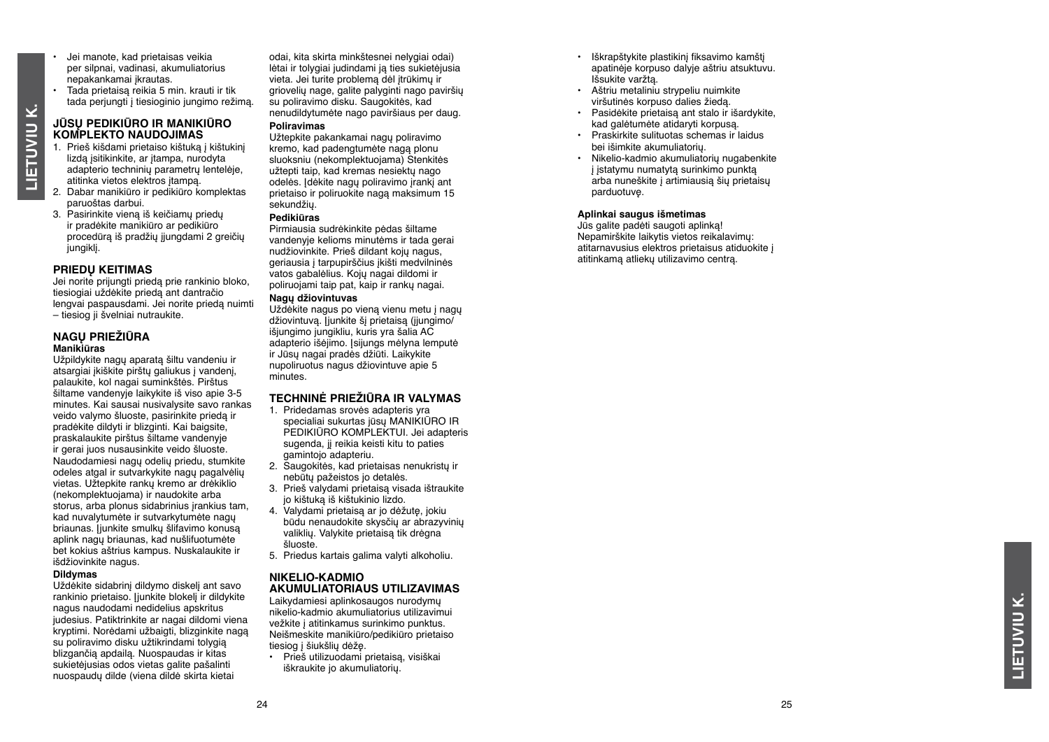- Jei manote, kad prietaisas veikia per silpnai, vadinasi, akumuliatorius nepakankamai įkrautas.
- Tada prietaisą reikia 5 min. krauti ir tik tada perjungti į tiesioginio jungimo režimą.

## JŪSŲ PEDIKIŪRO IR MANIKIŪRO KOMPLEKTO NAUDOJIMAS

1. Prieš kišdami prietaiso kištuką į kištukinį lizdą įsitikinkite, ar įtampa, nurodyta adapterio techninių parametrų lentelėje, atitinka vietos elektros įtampą.
2. Dabar manikiūro ir pedikiūro komplektas paruoštas darbui.
3. Pasirinkite vieną iš keičiamų priedų ir pradėkite manikiūro ar pedikiūro procedūrą iš pradžių įjungdami 2 greičių jungiklį.

## PRIEDŲ KEITIMAS

Jei norite prijungti priedą prie rankinio bloko, tiesiogiai uždėkite priedą ant dantračio lengvai paspausdami. Jei norite priedą nuimti – tiesiog jį švelniai nutraukite.

## NAGŲ PRIEŽIŪRA

**Manikiūras**

Užpildykite nagų aparatą šiltu vandeniu ir atsargiai įkiškite pirštų galiukus į vandenį, palaukite, kol nagai suminkštės. Pirštus šiltame vandenyje laikykite iš viso apie 3-5 minutes. Kai sausai nusivalysite savo rankas veido valymo šluoste, pasirinkite priedą ir pradėkite dildyti ir blizginti. Kai baigsite, praskalaukite pirštus šiltame vandenyje ir gerai juos nusausinkite veido šluoste. Naudodamiesi nagų odelių priedu, stumkite odeles atgal ir sutvarkykite nagų pagalvėlių vietas. Užtepkite rankų kremo ar drėkiklio (nekomplektuojama) ir naudokite arba storus, arba plonus sidabrinius įrankius tam, kad nuvalytumėte ir sutvarkytumėte nagų briaunas. Įjunkite smulkų šlifavimo konusą aplink nagų briaunas, kad nušlifuotumėte bet kokius aštrius kampus. Nuskalaukite ir išdžiovinkite nagus.

**Dildymas**

Uždėkite sidabrinį dildymo diskelį ant savo rankinio prietaiso. Įjunkite blokelį ir dildykite nagus naudodami nedidelius apskritus judesius. Patiktrinkite ar nagai dildomi viena kryptimi. Norėdami užbaigti, blizginkite nagą su poliravimo disku užtikrindami tolygią blizgančią apdailą. Nuospaudas ir kitas sukietėjusias odos vietas galite pašalinti nuospaudų dilde (viena dildė skirta kietai odai, kita skirta minkštesnei nelygiai odai) lėtai ir tolygiai judindami ją ties sukietėjusia vieta. Jei turite problemą dėl įtrūkimų ir griovelių nage, galite palyginti nago paviršių su poliravimo disku. Saugokitės, kad nenudildytumėte nago paviršiaus per daug.

**Poliravimas**

Užtepkite pakankamai nagų poliravimo kremo, kad padengtumėte nagą plonu sluoksniu (nekomplektuojama) Stenkitės užtepti taip, kad kremas nesiektų nago odelės. Įdėkite nagų poliravimo įrankį ant prietaiso ir poliruokite nagą maksimum 15 sekundžių.

**Pedikiūras**

Pirmiausia sudrėkinkite pėdas šiltame vandenyje kelioms minutėms ir tada gerai nudžiovinkite. Prieš dildant kojų nagus, geriausia į tarpupirščius įkišti medvilninės vatos gabalėlius. Kojų nagai dildomi ir poliruojami taip pat, kaip ir rankų nagai.

**Nagų džiovintuvas**

Uždėkite nagus po vieną vienu metu į nagų džiovintuvą. Įjunkite šį prietaisą (įjungimo/ išjungimo jungikliu, kuris yra šalia AC adapterio išėjimo. Įsijungs mėlyna lemputė ir Jūsų nagai pradės džiūti. Laikykite nupoliruotus nagus džiovintuve apie 5 minutes.

## TECHNINĖ PRIEŽIŪRA IR VALYMAS

1. Pridedamas srovės adapteris yra specialiai sukurtas jūsų MANIKIŪRO IR PEDIKIŪRO KOMPLEKTUI. Jei adapteris sugenda, jį reikia keisti kitu to paties gamintojo adapteriu.
2. Saugokitės, kad prietaisas nenukristų ir nebūtų pažeistos jo detalės.
3. Prieš valydami prietaisą visada ištraukite jo kištuką iš kištukinio lizdo.
4. Valydami prietaisą ar jo dėžutę, jokiu būdu nenaudokite skysčių ar abrazyvinių valiklių. Valykite prietaisą tik drėgna šluoste.
5. Priedus kartais galima valyti alkoholiu.

## NIKELIO-KADMIO AKUMULIATORIAUS UTILIZAVIMAS

Laikydamiesi aplinkosaugos nurodymų nikelio-kadmio akumuliatorius utilizavimui vežkite į atitinkamus surinkimo punktus. Neišmeskite manikiūro/pedikiūro prietaiso tiesiog į šiukšlių dėžę.

- Prieš utilizuodami prietaisą, visiškai iškraukite jo akumuliatorių.
- Iškrapštykite plastikinį fiksavimo kamštį apatinėje korpuso dalyje aštriu atsuktuvu. Išsukite varžtą.
- Aštriu metaliniu strypeliu nuimkite viršutinės korpuso dalies žiedą.
- Pasidėkite prietaisą ant stalo ir išardykite, kad galėtumėte atidaryti korpusą.
- Praskirkite sulituotas schemas ir laidus bei išimkite akumuliatorių.
- Nikelio-kadmio akumuliatorių nugabenkite į įstatymu numatytą surinkimo punktą arba nuneškite į artimiausią šių prietaisų parduotuvę.

**Aplinkai saugus išmetimas**

Jūs galite padėti saugoti aplinką! Nepamirškite laikytis vietos reikalavimų: atitarnavusius elektros prietaisus atiduokite į atitinkamą atliekų utilizavimo centrą.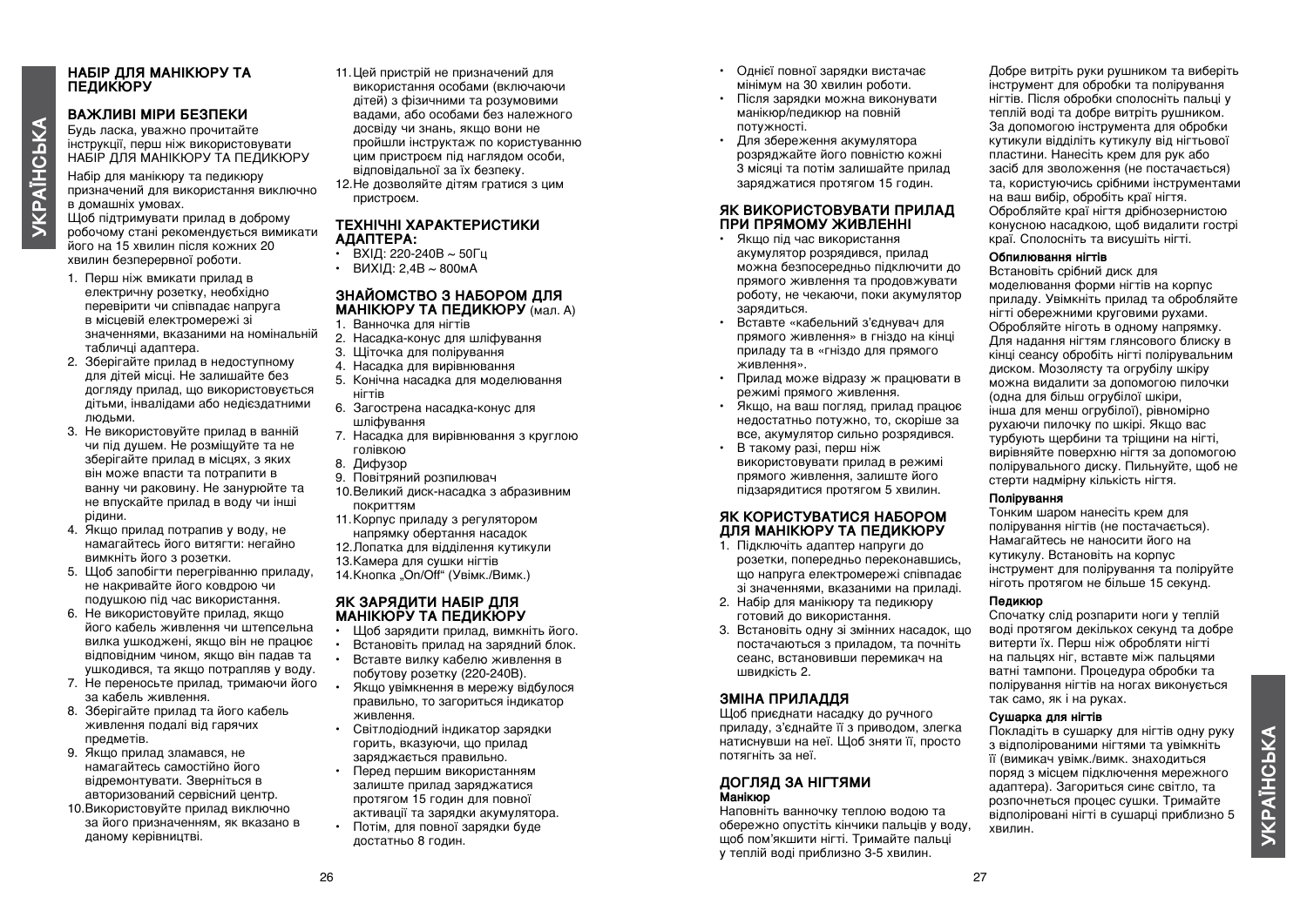## НАБІР ДЛЯ МАНІКЮРУ ТА ПЕДИКЮРУ

### ВАЖЛИВІ МІРИ БЕЗПЕКИ

Будь ласка, уважно прочитайте інструкції, перш ніж використовувати НАБІР ДЛЯ МАНІКЮРУ ТА ПЕДИКЮРУ

Набір для манікюру та педикюру призначений для використання виключно в домашніх умовах.
Щоб підтримувати прилад в доброму робочому стані рекомендується вимикати його на 15 хвилин після кожних 20 хвилин безперервної роботи.

1. Перш ніж вмикати прилад в електричну розетку, необхідно перевірити чи співпадає напруга в місцевій електромережі зі значеннями, вказаними на номінальній табличці адаптера.
2. Зберігайте прилад в недоступному для дітей місці. Не залишайте без догляду прилад, що використовується дітьми, інвалідами або недієздатними людьми.
3. Не використовуйте прилад в ванній чи під душем. Не розміщуйте та не зберігайте прилад в місцях, з яких він може впасти та потрапити в ванну чи раковину. Не занурюйте та не впускайте прилад в воду чи інші рідини.
4. Якщо прилад потрапив у воду, не намагайтесь його витягти: негайно вимкніть його з розетки.
5. Щоб запобігти перегріванню приладу, не накривайте його ковдрою чи подушкою під час використання.
6. Не використовуйте прилад, якщо його кабель живлення чи штепсельна вилка ушкоджені, якщо він не працює відповідним чином, якщо він падав та ушкодився, та якщо потрапляв у воду.
7. Не переносьте прилад, тримаючи його за кабель живлення.
8. Зберігайте прилад та його кабель живлення подалі від гарячих предметів.
9. Якщо прилад зламався, не намагайтесь самостійно його відремонтувати. Зверніться в авторизований сервісний центр.
10. Використовуйте прилад виключно за його призначенням, як вказано в даному керівництві.
11. Цей пристрій не призначений для використання особами (включаючи дітей) з фізичними та розумовими вадами, або особами без належного досвіду чи знань, якщо вони не пройшли інструктаж по користуванню цим пристроєм під наглядом особи, відповідальної за їх безпеку.
12. Не дозволяйте дітям гратися з цим пристроєм.

### ТЕХНІЧНІ ХАРАКТЕРИСТИКИ АДАПТЕРА:

- ВХІД: 220-240В ~ 50Гц
- ВИХІД: 2,4В ~ 800мА

### ЗНАЙОМСТВО З НАБОРОМ ДЛЯ МАНІКЮРУ ТА ПЕДИКЮРУ (мал. А)

1. Ванночка для нігтів
2. Насадка-конус для шліфування
3. Щіточка для полірування
4. Насадка для вирівнювання
5. Конічна насадка для моделювання нігтів
6. Загострена насадка-конус для шліфування
7. Насадка для вирівнювання з круглою голівкою
8. Дифузор
9. Повітряний розпилювач
10. Великий диск-насадка з абразивним покриттям
11. Корпус приладу з регулятором напрямку обертання насадок
12. Лопатка для відділення кутикули
13. Камера для сушки нігтів
14. Кнопка „On/Off" (Увімк./Вимк.)

### ЯК ЗАРЯДИТИ НАБІР ДЛЯ МАНІКЮРУ ТА ПЕДИКЮРУ

- Щоб зарядити прилад, вимкніть його.
- Встановіть прилад на зарядний блок.
- Вставте вилку кабелю живлення в побутову розетку (220-240В).
- Якщо увімкнення в мережу відбулося правильно, то загориться індикатор живлення.
- Світлодіодний індикатор зарядки горить, вказуючи, що прилад заряджається правильно.
- Перед першим використанням залиште прилад заряджатися протягом 15 годин для повної активації та зарядки акумулятора.
- Потім, для повної зарядки буде достатньо 8 годин.
- Однієї повної зарядки вистачає мінімум на 30 хвилин роботи.
- Після зарядки можна виконувати манікюр/педикюр на повній потужності.
- Для збереження акумулятора розряджайте його повністю кожні 3 місяці та потім залишайте прилад заряджатися протягом 15 годин.

### ЯК ВИКОРИСТОВУВАТИ ПРИЛАД ПРИ ПРЯМОМУ ЖИВЛЕННІ

- Якщо під час використання акумулятор розрядився, прилад можна безпосередньо підключити до прямого живлення та продовжувати роботу, не чекаючи, поки акумулятор зарядиться.
- Вставте «кабельний з'єднувач для прямого живлення» в гніздо на кінці приладу та в «гніздо для прямого живлення».
- Прилад може відразу ж працювати в режимі прямого живлення.
- Якщо, на ваш погляд, прилад працює недостатньо потужно, то, скоріше за все, акумулятор сильно розрядився.
- В такому разі, перш ніж використовувати прилад в режимі прямого живлення, залиште його підзарядитися протягом 5 хвилин.

### ЯК КОРИСТУВАТИСЯ НАБОРОМ ДЛЯ МАНІКЮРУ ТА ПЕДИКЮРУ

1. Підключіть адаптер напруги до розетки, попередньо переконавшись, що напруга електромережі співпадає зі значеннями, вказаними на приладі.
2. Набір для манікюру та педикюру готовий до використання.
3. Встановіть одну зі змінних насадок, що постачаються з приладом, та почніть сеанс, встановивши перемикач на швидкість 2.

### ЗМІНА ПРИЛАДДЯ

Щоб приєднати насадку до ручного приладу, з'єднайте її з приводом, злегка натиснувши на неї. Щоб зняти її, просто потягніть за неї.

### ДОГЛЯД ЗА НІГТЯМИ

#### Манікюр

Наповніть ванночку теплою водою та обережно опустіть кінчики пальців у воду, щоб пом'якшити нігті. Тримайте пальці у теплій воді приблизно 3-5 хвилин.

Добре витріть руки рушником та виберіть інструмент для обробки та полірування нігтів. Після обробки сполосніть пальці у теплій воді та добре витріть рушником. За допомогою інструмента для обробки кутикули відділіть кутикулу від нігтьової пластини. Нанесіть крем для рук або засіб для зволоження (не постачається) та, користуючись срібними інструментами на ваш вибір, обробіть краї нігтя. Обробляйте краї нігтя дрібнозернистою конусною насадкою, щоб видалити гострі краї. Сполосніть та висушіть нігті.

#### Опилювання нігтів

Встановіть срібний диск для моделювання форми нігтів на корпус приладу. Увімкніть прилад та обробляйте нігті обережними круговими рухами. Обробляйте ніготь в одному напрямку. Для надання нігтям глянсового блиску в кінці сеансу обробіть нігті полірувальним диском. Мозолясту та огрубілу шкіру можна видалити за допомогою пилочки (одна для більш огрубілої шкіри, інша для менш огрубілої), рівномірно рухаючи пилочку по шкірі. Якщо вас турбують щербини та тріщини на нігті, вирівняйте поверхню нігтя за допомогою полірувального диску. Пильнуйте, щоб не стерти надмірну кількість нігтя.

#### Полірування

Тонким шаром нанесіть крем для полірування нігтів (не постачається). Намагайтесь не наносити його на кутикулу. Встановіть на корпус інструмент для полірування та поліруйте ніготь протягом не більше 15 секунд.

#### Педикюр

Спочатку слід розпарити ноги у теплій воді протягом декількох секунд та добре витерти їх. Перш ніж обробляти нігті на пальцях ніг, вставте між пальцями ватні тампони. Процедура обробки та полірування нігтів на ногах виконується так само, як і на руках.

#### Сушарка для нігтів

Покладіть в сушарку для нігтів одну руку з відполірованими нігтями та увімкніть її (вимикач увімк./вимк. знаходиться поряд з місцем підключення мережного адаптера). Загориться синє світло, та розпочнеться процес сушки. Тримайте відполіровані нігті в сушарці приблизно 5 хвилин.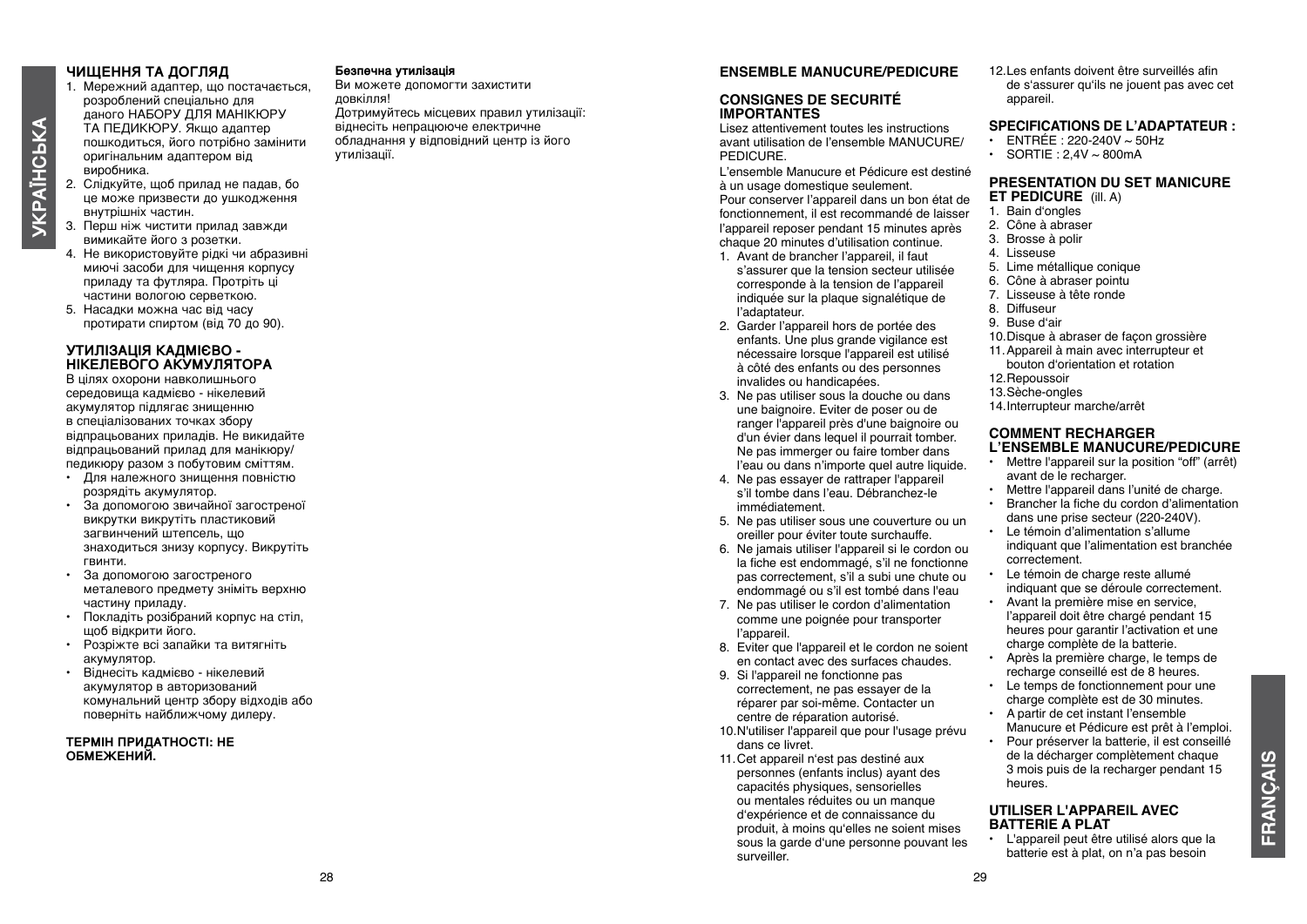## ЧИЩЕННЯ ТА ДОГЛЯД

1. Мережний адаптер, що постачається, розроблений спеціально для даного НАБОРУ ДЛЯ МАНІКЮРУ ТА ПЕДИКЮРУ. Якщо адаптер пошкодиться, його потрібно замінити оригінальним адаптером від виробника.
2. Слідкуйте, щоб прилад не падав, бо це може призвести до ушкодження внутрішніх частин.
3. Перш ніж чистити прилад завжди вимикайте його з розетки.
4. Не використовуйте рідкі чи абразивні миючі засоби для чищення корпусу приладу та футляра. Протріть ці частини вологою серветкою.
5. Насадки можна час від часу протирати спиртом (від 70 до 90).

## УТИЛІЗАЦІЯ КАДМІЄВО - НІКЕЛЕВОГО АКУМУЛЯТОРА

В цілях охорони навколишнього середовища кадмієво - нікелевий акумулятор підлягає знищенню в спеціалізованих точках збору відпрацьованих приладів. Не викидайте відпрацьований прилад для манікюру/педикюру разом з побутовим сміттям.

- Для належного знищення повністю розрядіть акумулятор.
- За допомогою звичайної загостреної викрутки викрутіть пластиковий загвинчений штепсель, що знаходиться знизу корпусу. Викрутіть гвинти.
- За допомогою загостреного металевого предмету зніміть верхню частину приладу.
- Покладіть розібраний корпус на стіл, щоб відкрити його.
- Розріжте всі запайки та витягніть акумулятор.
- Віднесіть кадмієво - нікелевий акумулятор в авторизований комунальний центр збору відходів або поверніть найближчому дилеру.

**ТЕРМІН ПРИДАТНОСТІ: НЕ ОБМЕЖЕНИЙ.**

**Безпечна утилізація**

Ви можете допомогти захистити довкілля!
Дотримуйтесь місцевих правил утилізації: віднесіть непрацююче електричне обладнання у відповідний центр із його утилізації.

## ENSEMBLE MANUCURE/PEDICURE

### CONSIGNES DE SECURITÉ IMPORTANTES

Lisez attentivement toutes les instructions avant utilisation de l'ensemble MANUCURE/PEDICURE.

L'ensemble Manucure et Pédicure est destiné à un usage domestique seulement.
Pour conserver l'appareil dans un bon état de fonctionnement, il est recommandé de laisser l'appareil reposer pendant 15 minutes après chaque 20 minutes d'utilisation continue.

1. Avant de brancher l'appareil, il faut s'assurer que la tension secteur utilisée corresponde à la tension de l'appareil indiquée sur la plaque signalétique de l'adaptateur.
2. Garder l'appareil hors de portée des enfants. Une plus grande vigilance est nécessaire lorsque l'appareil est utilisé à côté des enfants ou des personnes invalides ou handicapées.
3. Ne pas utiliser sous la douche ou dans une baignoire. Eviter de poser ou de ranger l'appareil près d'une baignoire ou d'un évier dans lequel il pourrait tomber. Ne pas immerger ou faire tomber dans l'eau ou dans n'importe quel autre liquide.
4. Ne pas essayer de rattraper l'appareil s'il tombe dans l'eau. Débranchez-le immédiatement.
5. Ne pas utiliser sous une couverture ou un oreiller pour éviter toute surchauffe.
6. Ne jamais utiliser l'appareil si le cordon ou la fiche est endommagé, s'il ne fonctionne pas correctement, s'il a subi une chute ou endommagé ou s'il est tombé dans l'eau
7. Ne pas utiliser le cordon d'alimentation comme une poignée pour transporter l'appareil.
8. Eviter que l'appareil et le cordon ne soient en contact avec des surfaces chaudes.
9. Si l'appareil ne fonctionne pas correctement, ne pas essayer de la réparer par soi-même. Contacter un centre de réparation autorisé.
10. N'utiliser l'appareil que pour l'usage prévu dans ce livret.
11. Cet appareil n'est pas destiné aux personnes (enfants inclus) ayant des capacités physiques, sensorielles ou mentales réduites ou un manque d'expérience et de connaissance du produit, à moins qu'elles ne soient mises sous la garde d'une personne pouvant les surveiller.
12. Les enfants doivent être surveillés afin de s'assurer qu'ils ne jouent pas avec cet appareil.

### SPECIFICATIONS DE L'ADAPTATEUR :

- ENTRÉE : 220-240V ~ 50Hz
- SORTIE : 2,4V ~ 800mA

### PRESENTATION DU SET MANICURE ET PEDICURE (ill. A)

1. Bain d'ongles
2. Cône à abraser
3. Brosse à polir
4. Lisseuse
5. Lime métallique conique
6. Cône à abraser pointu
7. Lisseuse à tête ronde
8. Diffuseur
9. Buse d'air
10. Disque à abraser de façon grossière
11. Appareil à main avec interrupteur et bouton d'orientation et rotation
12. Repoussoir
13. Sèche-ongles
14. Interrupteur marche/arrêt

### COMMENT RECHARGER L'ENSEMBLE MANUCURE/PEDICURE

- Mettre l'appareil sur la position "off" (arrêt) avant de le recharger.
- Mettre l'appareil dans l'unité de charge.
- Brancher la fiche du cordon d'alimentation dans une prise secteur (220-240V).
- Le témoin d'alimentation s'allume indiquant que l'alimentation est branchée correctement.
- Le témoin de charge reste allumé indiquant que se déroule correctement.
- Avant la première mise en service, l'appareil doit être chargé pendant 15 heures pour garantir l'activation et une charge complète de la batterie.
- Après la première charge, le temps de recharge conseillé est de 8 heures.
- Le temps de fonctionnement pour une charge complète est de 30 minutes.
- A partir de cet instant l'ensemble Manucure et Pédicure est prêt à l'emploi.
- Pour préserver la batterie, il est conseillé de la décharger complètement chaque 3 mois puis de la recharger pendant 15 heures.

### UTILISER L'APPAREIL AVEC BATTERIE A PLAT

- L'appareil peut être utilisé alors que la batterie est à plat, on n'a pas besoin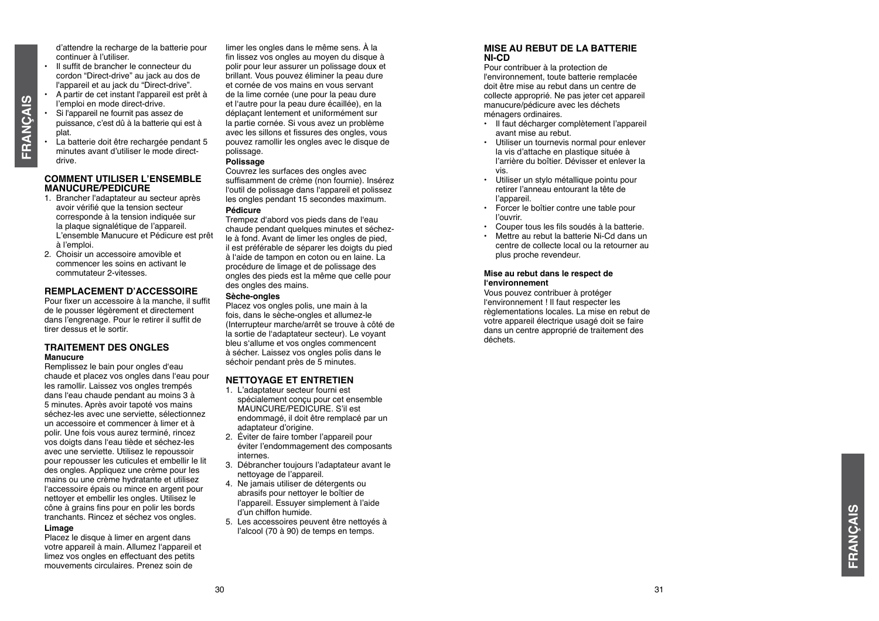d'attendre la recharge de la batterie pour continuer à l'utiliser.

- Il suffit de brancher le connecteur du cordon "Direct-drive" au jack au dos de l'appareil et au jack du "Direct-drive".
- A partir de cet instant l'appareil est prêt à l'emploi en mode direct-drive.
- Si l'appareil ne fournit pas assez de puissance, c'est dû à la batterie qui est à plat.
- La batterie doit être rechargée pendant 5 minutes avant d'utiliser le mode direct-drive.

## COMMENT UTILISER L'ENSEMBLE MANUCURE/PEDICURE

1. Brancher l'adaptateur au secteur après avoir vérifié que la tension secteur corresponde à la tension indiquée sur la plaque signalétique de l'appareil. L'ensemble Manucure et Pédicure est prêt à l'emploi.
2. Choisir un accessoire amovible et commencer les soins en activant le commutateur 2-vitesses.

## REMPLACEMENT D'ACCESSOIRE

Pour fixer un accessoire à la manche, il suffit de le pousser légèrement et directement dans l'engrenage. Pour le retirer il suffit de tirer dessus et le sortir.

## TRAITEMENT DES ONGLES

**Manucure**

Remplissez le bain pour ongles d'eau chaude et placez vos ongles dans l'eau pour les ramollir. Laissez vos ongles trempés dans l'eau chaude pendant au moins 3 à 5 minutes. Après avoir tapoté vos mains séchez-les avec une serviette, sélectionnez un accessoire et commencer à limer et à polir. Une fois vous aurez terminé, rincez vos doigts dans l'eau tiède et séchez-les avec une serviette. Utilisez le repoussoir pour repousser les cuticules et embellir le lit des ongles. Appliquez une crème pour les mains ou une crème hydratante et utilisez l'accessoire épais ou mince en argent pour nettoyer et embellir les ongles. Utilisez le cône à grains fins pour en polir les bords tranchants. Rincez et séchez vos ongles.

**Limage**

Placez le disque à limer en argent dans votre appareil à main. Allumez l'appareil et limez vos ongles en effectuant des petits mouvements circulaires. Prenez soin de limer les ongles dans le même sens. À la fin lissez vos ongles au moyen du disque à polir pour leur assurer un polissage doux et brillant. Vous pouvez éliminer la peau dure et cornée de vos mains en vous servant de la lime cornée (une pour la peau dure et l'autre pour la peau dure écaillée), en la déplaçant lentement et uniformément sur la partie cornée. Si vous avez un problème avec les sillons et fissures des ongles, vous pouvez ramollir les ongles avec le disque de polissage.

**Polissage**

Couvrez les surfaces des ongles avec suffisamment de crème (non fournie). Insérez l'outil de polissage dans l'appareil et polissez les ongles pendant 15 secondes maximum.

**Pédicure**

Trempez d'abord vos pieds dans de l'eau chaude pendant quelques minutes et séchez-le à fond. Avant de limer les ongles de pied, il est préférable de séparer les doigts du pied à l'aide de tampon en coton ou en laine. La procédure de limage et de polissage des ongles des pieds est la même que celle pour des ongles des mains.

**Sèche-ongles**

Placez vos ongles polis, une main à la fois, dans le sèche-ongles et allumez-le (Interrupteur marche/arrêt se trouve à côté de la sortie de l'adaptateur secteur). Le voyant bleu s'allume et vos ongles commencent à sécher. Laissez vos ongles polis dans le séchoir pendant près de 5 minutes.

## NETTOYAGE ET ENTRETIEN

1. L'adaptateur secteur fourni est spécialement conçu pour cet ensemble MAUNCURE/PEDICURE. S'il est endommagé, il doit être remplacé par un adaptateur d'origine.
2. Éviter de faire tomber l'appareil pour éviter l'endommagement des composants internes.
3. Débrancher toujours l'adaptateur avant le nettoyage de l'appareil.
4. Ne jamais utiliser de détergents ou abrasifs pour nettoyer le boîtier de l'appareil. Essuyer simplement à l'aide d'un chiffon humide.
5. Les accessoires peuvent être nettoyés à l'alcool (70 à 90) de temps en temps.

## MISE AU REBUT DE LA BATTERIE NI-CD

Pour contribuer à la protection de l'environnement, toute batterie remplacée doit être mise au rebut dans un centre de collecte approprié. Ne pas jeter cet appareil manucure/pédicure avec les déchets ménagers ordinaires.

- Il faut décharger complètement l'appareil avant mise au rebut.
- Utiliser un tournevis normal pour enlever la vis d'attache en plastique située à l'arrière du boîtier. Dévisser et enlever la vis.
- Utiliser un stylo métallique pointu pour retirer l'anneau entourant la tête de l'appareil.
- Forcer le boîtier contre une table pour l'ouvrir.
- Couper tous les fils soudés à la batterie.
- Mettre au rebut la batterie Ni-Cd dans un centre de collecte local ou la retourner au plus proche revendeur.

**Mise au rebut dans le respect de l'environnement**

Vous pouvez contribuer à protéger l'environnement ! Il faut respecter les règlementations locales. La mise en rebut de votre appareil électrique usagé doit se faire dans un centre approprié de traitement des déchets.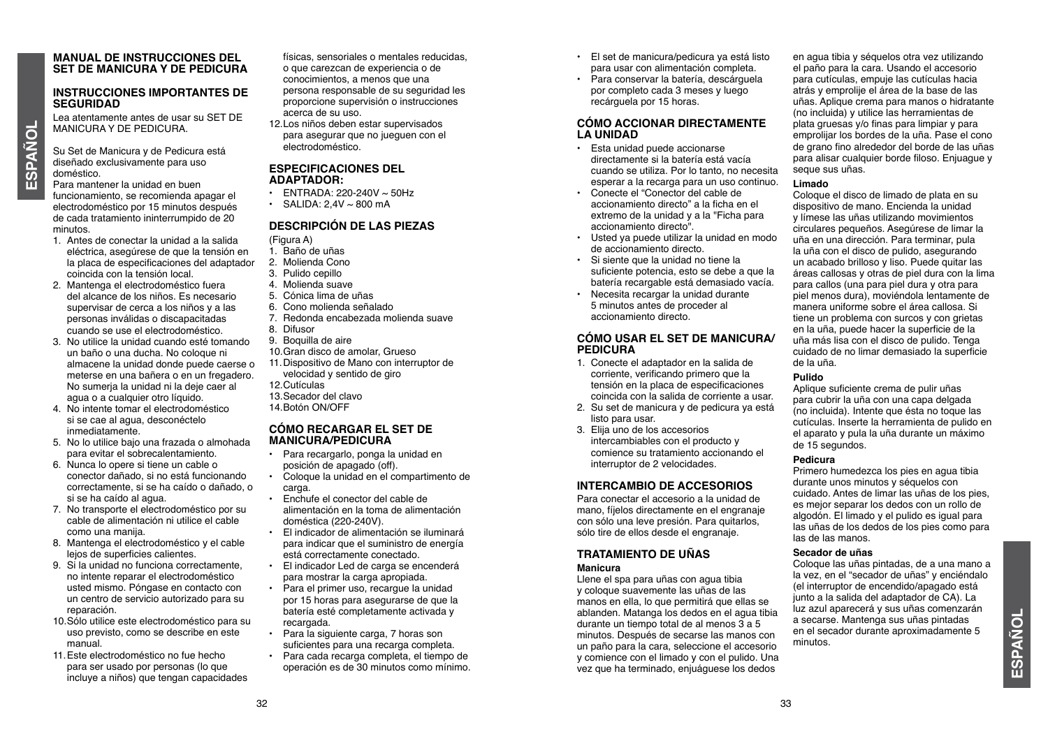## MANUAL DE INSTRUCCIONES DEL SET DE MANICURA Y DE PEDICURA

### INSTRUCCIONES IMPORTANTES DE SEGURIDAD

Lea atentamente antes de usar su SET DE MANICURA Y DE PEDICURA.

Su Set de Manicura y de Pedicura está diseñado exclusivamente para uso doméstico.
Para mantener la unidad en buen funcionamiento, se recomienda apagar el electrodoméstico por 15 minutos después de cada tratamiento ininterrumpido de 20 minutos.

1. Antes de conectar la unidad a la salida eléctrica, asegúrese de que la tensión en la placa de especificaciones del adaptador coincida con la tensión local.
2. Mantenga el electrodoméstico fuera del alcance de los niños. Es necesario supervisar de cerca a los niños y a las personas inválidas o discapacitadas cuando se use el electrodoméstico.
3. No utilice la unidad cuando esté tomando un baño o una ducha. No coloque ni almacene la unidad donde puede caerse o meterse en una bañera o en un fregadero. No sumerja la unidad ni la deje caer al agua o a cualquier otro líquido.
4. No intente tomar el electrodoméstico si se cae al agua, desconéctelo inmediatamente.
5. No lo utilice bajo una frazada o almohada para evitar el sobrecalentamiento.
6. Nunca lo opere si tiene un cable o conector dañado, si no está funcionando correctamente, si se ha caído o dañado, o si se ha caído al agua.
7. No transporte el electrodoméstico por su cable de alimentación ni utilice el cable como una manija.
8. Mantenga el electrodoméstico y el cable lejos de superficies calientes.
9. Si la unidad no funciona correctamente, no intente reparar el electrodoméstico usted mismo. Póngase en contacto con un centro de servicio autorizado para su reparación.
10. Sólo utilice este electrodoméstico para su uso previsto, como se describe en este manual.
11. Este electrodoméstico no fue hecho para ser usado por personas (lo que incluye a niños) que tengan capacidades físicas, sensoriales o mentales reducidas, o que carezcan de experiencia o de conocimientos, a menos que una persona responsable de su seguridad les proporcione supervisión o instrucciones acerca de su uso.
12. Los niños deben estar supervisados para asegurar que no jueguen con el electrodoméstico.

### ESPECIFICACIONES DEL ADAPTADOR:

- ENTRADA: 220-240V ~ 50Hz
- SALIDA: 2,4V ~ 800 mA

### DESCRIPCIÓN DE LAS PIEZAS

(Figura A)

1. Baño de uñas
2. Molienda Cono
3. Pulido cepillo
4. Molienda suave
5. Cónica lima de uñas
6. Cono molienda señalado
7. Redonda encabezada molienda suave
8. Difusor
9. Boquilla de aire
10. Gran disco de amolar, Grueso
11. Dispositivo de Mano con interruptor de velocidad y sentido de giro
12. Cutículas
13. Secador del clavo
14. Botón ON/OFF

### CÓMO RECARGAR EL SET DE MANICURA/PEDICURA

- Para recargarlo, ponga la unidad en posición de apagado (off).
- Coloque la unidad en el compartimento de carga.
- Enchufe el conector del cable de alimentación en la toma de alimentación doméstica (220-240V).
- El indicador de alimentación se iluminará para indicar que el suministro de energía está correctamente conectado.
- El indicador Led de carga se encenderá para mostrar la carga apropiada.
- Para el primer uso, recargue la unidad por 15 horas para asegurarse de que la batería esté completamente activada y recargada.
- Para la siguiente carga, 7 horas son suficientes para una recarga completa.
- Para cada recarga completa, el tiempo de operación es de 30 minutos como mínimo.
- El set de manicura/pedicura ya está listo para usar con alimentación completa.
- Para conservar la batería, descárguela por completo cada 3 meses y luego recárguela por 15 horas.

### CÓMO ACCIONAR DIRECTAMENTE LA UNIDAD

- Esta unidad puede accionarse directamente si la batería está vacía cuando se utiliza. Por lo tanto, no necesita esperar a la recarga para un uso continuo.
- Conecte el "Conector del cable de accionamiento directo" a la ficha en el extremo de la unidad y a la "Ficha para accionamiento directo".
- Usted ya puede utilizar la unidad en modo de accionamiento directo.
- Si siente que la unidad no tiene la suficiente potencia, esto se debe a que la batería recargable está demasiado vacía.
- Necesita recargar la unidad durante 5 minutos antes de proceder al accionamiento directo.

### CÓMO USAR EL SET DE MANICURA/ PEDICURA

1. Conecte el adaptador en la salida de corriente, verificando primero que la tensión en la placa de especificaciones coincida con la salida de corriente a usar.
2. Su set de manicura y de pedicura ya está listo para usar.
3. Elija uno de los accesorios intercambiables con el producto y comience su tratamiento accionando el interruptor de 2 velocidades.

### INTERCAMBIO DE ACCESORIOS

Para conectar el accesorio a la unidad de mano, fíjelos directamente en el engranaje con sólo una leve presión. Para quitarlos, sólo tire de ellos desde el engranaje.

### TRATAMIENTO DE UÑAS

**Manicura**

Llene el spa para uñas con agua tibia y coloque suavemente las uñas de las manos en ella, lo que permitirá que ellas se ablanden. Matanga los dedos en el agua tibia durante un tiempo total de al menos 3 a 5 minutos. Después de secarse las manos con un paño para la cara, seleccione el accesorio y comience con el limado y con el pulido. Una vez que ha terminado, enjuáguese los dedos en agua tibia y séquelos otra vez utilizando el paño para la cara. Usando el accesorio para cutículas, empuje las cutículas hacia atrás y emprolije el área de la base de las uñas. Aplique crema para manos o hidratante (no incluida) y utilice las herramientas de plata gruesas y/o finas para limpiar y para emprolijar los bordes de la uña. Pase el cono de grano fino alrededor del borde de las uñas para alisar cualquier borde filoso. Enjuague y seque sus uñas.

**Limado**

Coloque el disco de limado de plata en su dispositivo de mano. Encienda la unidad y límese las uñas utilizando movimientos circulares pequeños. Asegúrese de limar la uña en una dirección. Para terminar, pula la uña con el disco de pulido, asegurando un acabado brilloso y liso. Puede quitar las áreas callosas y otras de piel dura con la lima para callos (una para piel dura y otra para piel menos dura), moviéndola lentamente de manera uniforme sobre el área callosa. Si tiene un problema con surcos y con grietas en la uña, puede hacer la superficie de la uña más lisa con el disco de pulido. Tenga cuidado de no limar demasiado la superficie de la uña.

**Pulido**

Aplique suficiente crema de pulir uñas para cubrir la uña con una capa delgada (no incluida). Intente que ésta no toque las cutículas. Inserte la herramienta de pulido en el aparato y pula la uña durante un máximo de 15 segundos.

**Pedicura**

Primero humedezca los pies en agua tibia durante unos minutos y séquelos con cuidado. Antes de limar las uñas de los pies, es mejor separar los dedos con un rollo de algodón. El limado y el pulido es igual para las uñas de los dedos de los pies como para las de las manos.

**Secador de uñas**

Coloque las uñas pintadas, de a una mano a la vez, en el "secador de uñas" y enciéndalo (el interruptor de encendido/apagado está junto a la salida del adaptador de CA). La luz azul aparecerá y sus uñas comenzarán a secarse. Mantenga sus uñas pintadas en el secador durante aproximadamente 5 minutos.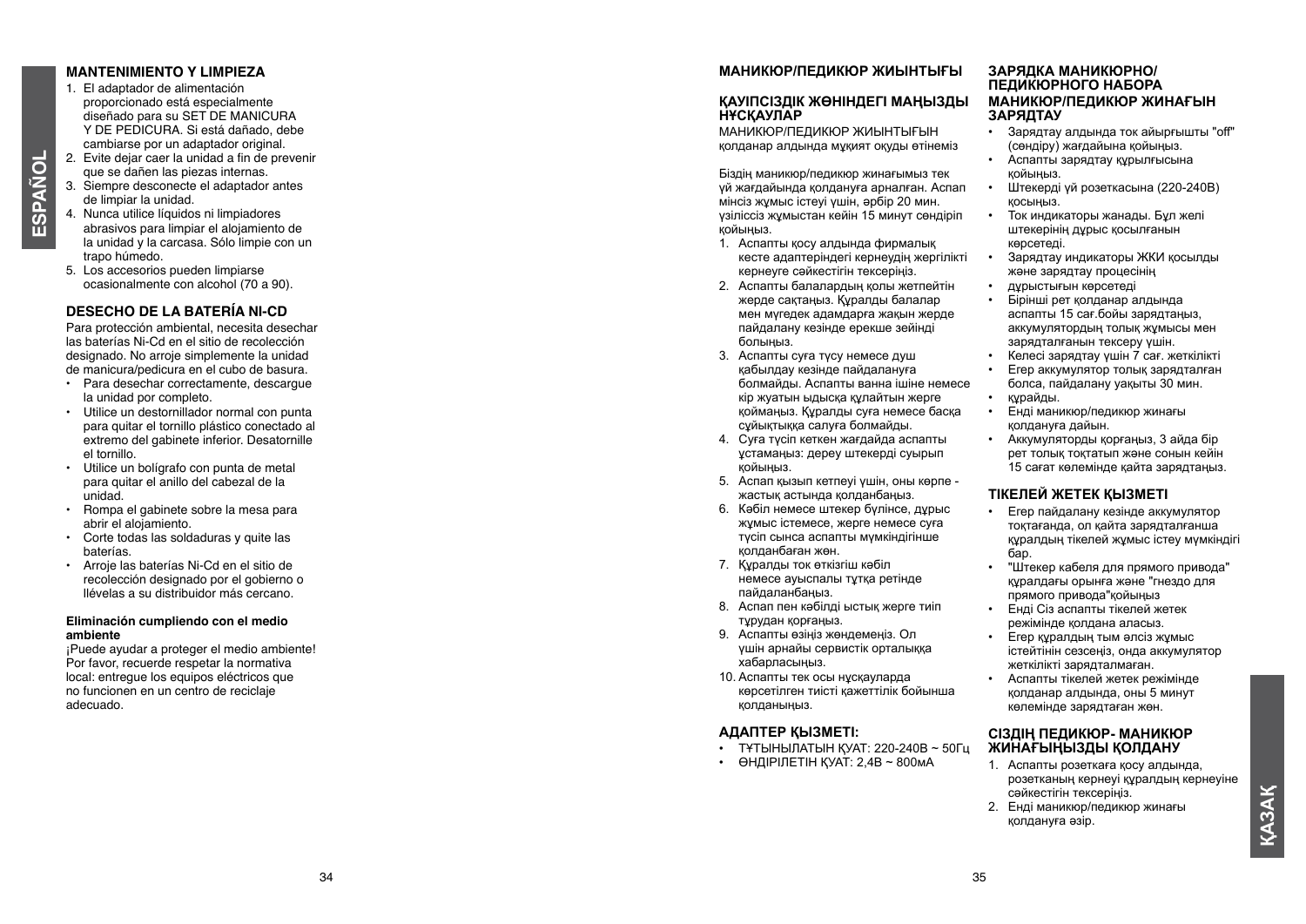## MANTENIMIENTO Y LIMPIEZA

1. El adaptador de alimentación proporcionado está especialmente diseñado para su SET DE MANICURA Y DE PEDICURA. Si está dañado, debe cambiarse por un adaptador original.
2. Evite dejar caer la unidad a fin de prevenir que se dañen las piezas internas.
3. Siempre desconecte el adaptador antes de limpiar la unidad.
4. Nunca utilice líquidos ni limpiadores abrasivos para limpiar el alojamiento de la unidad y la carcasa. Sólo limpie con un trapo húmedo.
5. Los accesorios pueden limpiarse ocasionalmente con alcohol (70 a 90).

## DESECHO DE LA BATERÍA NI-CD

Para protección ambiental, necesita desechar las baterías Ni-Cd en el sitio de recolección designado. No arroje simplemente la unidad de manicura/pedicura en el cubo de basura.

- Para desechar correctamente, descargue la unidad por completo.
- Utilice un destornillador normal con punta para quitar el tornillo plástico conectado al extremo del gabinete inferior. Desatornille el tornillo.
- Utilice un bolígrafo con punta de metal para quitar el anillo del cabezal de la unidad.
- Rompa el gabinete sobre la mesa para abrir el alojamiento.
- Corte todas las soldaduras y quite las baterías.
- Arroje las baterías Ni-Cd en el sitio de recolección designado por el gobierno o llévelas a su distribuidor más cercano.

**Eliminación cumpliendo con el medio ambiente**

¡Puede ayudar a proteger el medio ambiente! Por favor, recuerde respetar la normativa local: entregue los equipos eléctricos que no funcionen en un centro de reciclaje adecuado.

ESPAÑOL

## МАНИКЮР/ПЕДИКЮР ЖИЫНТЫҒЫ

## ҚАУІПСІЗДІК ЖӨНІНДЕГІ МАҢЫЗДЫ НҰСҚАУЛАР

МАНИКЮР/ПЕДИКЮР ЖИЫНТЫҒЫН қолданар алдында мұқият оқуды өтінеміз

Біздің маникюр/педикюр жинағымыз тек үй жағдайында қолдануға арналған. Аспап мінсіз жұмыс істеуі үшін, әрбір 20 мин. үзіліссіз жұмыстан кейін 15 минут сөндіріп қойыңыз.

1. Аспапты қосу алдында фирмалық кесте адаптеріндегі кернеудің жергілікті кернеуге сәйкестігін тексеріңіз.
2. Аспапты балалардың қолы жетпейтін жерде сақтаңыз. Құралды балалар мен мүгедек адамдарға жақын жерде пайдалану кезінде ерекше зейінді болыңыз.
3. Аспапты суға түсу немесе душ қабылдау кезінде пайдалануға болмайды. Аспапты ванна ішіне немесе кір жуатын ыдысқа құлайтын жерге қоймаңыз. Құралды суға немесе басқа сұйықтыққа салуға болмайды.
4. Суға түсіп кеткен жағдайда аспапты ұстамаңыз: дереу штекерді суырып қойыңыз.
5. Аспап қызып кетпеуі үшін, оны көрпе - жастық астында қолданбаңыз.
6. Кәбіл немесе штекер бүлінсе, дұрыс жұмыс істемесе, жерге немесе суға түсіп сынса аспапты мүмкіндігінше қолданбаған жөн.
7. Құралды ток өткізгіш кәбіл немесе ауыспалы тұтқа ретінде пайдаланбаңыз.
8. Аспап пен кәбілді ыстық жерге тиіп тұрудан қорғаңыз.
9. Аспапты өзіңіз жөндемеңіз. Ол үшін арнайы сервистік орталыққа хабарласыңыз.
10. Аспапты тек осы нұсқауларда көрсетілген тиісті қажеттілік бойынша қолданыңыз.

## АДАПТЕР ҚЫЗМЕТІ:

- ТҰТЫНЫЛАТЫН ҚУАТ: 220-240В ~ 50Гц
- ӨНДІРІЛЕТІН ҚУАТ: 2,4В ~ 800мА

## ЗАРЯДКА МАНИКЮРНО/ ПЕДИКЮРНОГО НАБОРА МАНИКЮР/ПЕДИКЮР ЖИНАҒЫН ЗАРЯДТАУ

- Зарядтау алдында ток айырғышты "off" (сөндіру) жағдайына қойыңыз.
- Аспапты зарядтау құрылғысына қойыңыз.
- Штекерді үй розеткасина (220-240В) қосыңыз.
- Ток индикаторы жанады. Бұл желі штекерінің дұрыс қосылғанын көрсетеді.
- Зарядтау индикаторы ЖКИ қосылды және зарядтау процесінің
- дұрыстығын көрсетеді
- Бірінші рет қолданар алдында аспапты 15 сағ.бойы зарядтаңыз, аккумулятордың толық жұмысы мен зарядталғанын тексеру үшін.
- Келесі зарядтау үшін 7 сағ. жеткілікті
- Егер аккумулятор толық зарядталған болса, пайдалану уақыты 30 мин.
- құрайды.
- Енді маникюр/педикюр жинағы қолдануға дайын.
- Аккумуляторды қорғаңыз, 3 айда бір рет толық тоқтатып және сонын кейін 15 сағат көлемінде қайта зарядтаңыз.

## ТІКЕЛЕЙ ЖЕТЕК ҚЫЗМЕТІ

- Егер пайдалану кезінде аккумулятор тоқтағанда, ол қайта зарядталғанша құралдың тікелей жұмыс істеу мүмкіндігі бар.
- "Штекер кабеля для прямого привода" құралдағы орынға және "гнездо для прямого привода"қойыңыз
- Енді Сіз аспапты тікелей жетек режимінде қолдана аласыз.
- Егер құралдың тым әлсіз жұмыс істейтінін сезсеңіз, онда аккумулятор жеткілікті зарядталмаған.
- Аспапты тікелей жетек режимінде қолданар алдында, оны 5 минут көлемінде зарядтаған жөн.

## СІЗДІҢ ПЕДИКЮР- МАНИКЮР ЖИНАҒЫҢЫЗДЫ ҚОЛДАНУ

1. Аспапты розетқаға қосу алдында, розетканың кернеуі құралдың кернеуіне сәйкестігін тексеріңіз.
2. Енді маникюр/педикюр жинағы қолдануға әзір.

ҚАЗАҚ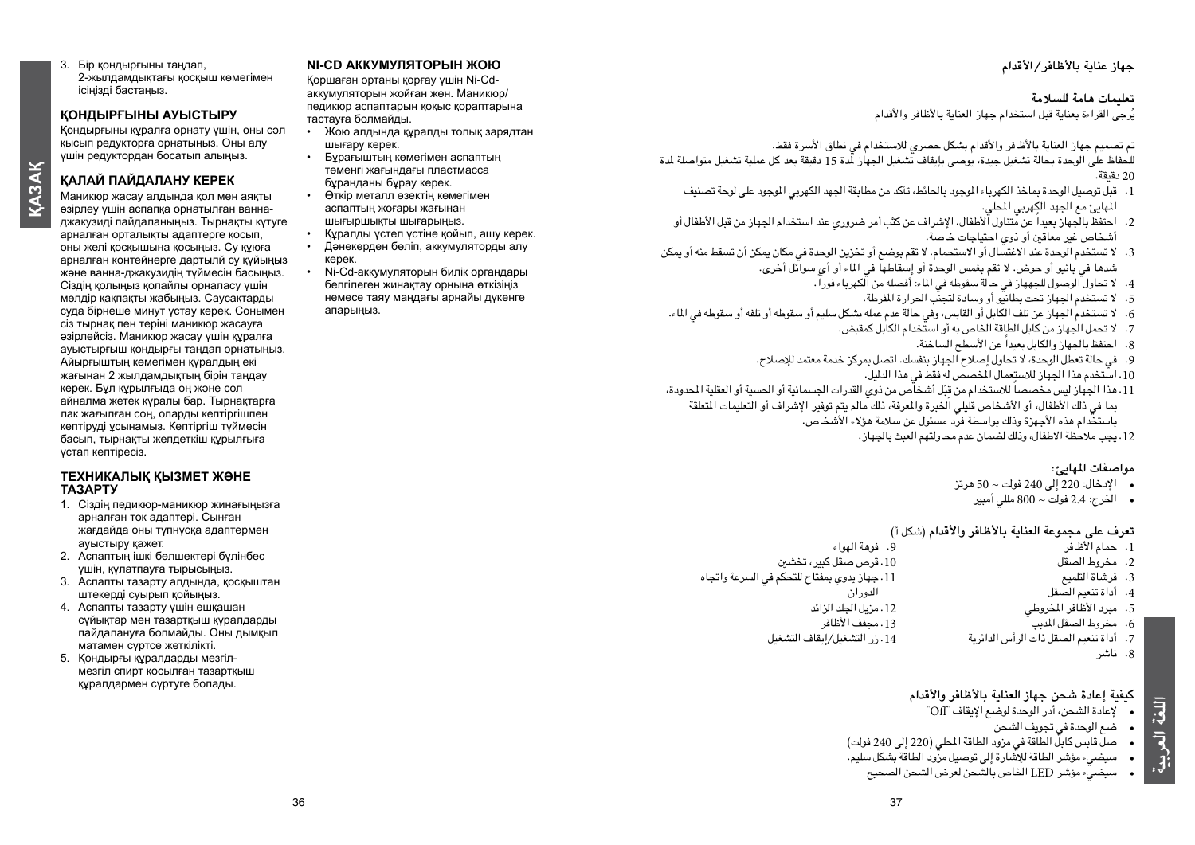3. Бір қондырғыны таңдап, 2-жылдамдықтағы қосқыш көмегімен ісіңізді бастаңыз.

## ҚОНДЫРҒЫНЫ АУЫСТЫРУ

Қондырғыны құралға орнату үшін, оны сәл қысып редукторға орнатыңыз. Оны алу үшін редуктордан босатып алыңыз.

## ҚАЛАЙ ПАЙДАЛАНУ КЕРЕК

Маникюр жасау алдында қол мен аяқты әзірлеу үшін аспапқа орнатылған ванна-джакузиді пайдаланыңыз. Тырнақты күтуге арналған орталықты адаптерге қосып, оны желі қосқышына қосыңыз. Су құюға арналған контейнерге дартылй су құйыңыз және ванна-джакузидің түймесін басыңыз. Сіздің қолыңыз қолайлы орналасу үшін мөлдір қақпақты жабыңыз. Саусақтарды суда бірнеше минут ұстау керек. Сонымен сіз тырнақ пен теріні маникюр жасауға әзірлейсіз. Маникюр жасау үшін құралға ауыстырғыш қондырғы таңдап орнатыңыз. Айырғыштың көмегімен құралдың екі жағынан 2 жылдамдықтың бірін таңдау керек. Бұл құрылғыда оң және сол айналма жетек құралы бар. Тырнақтарға лак жағылған соң, оларды кептіргішпен кептіруді ұсынамыз. Кептіргіш түймесін басып, тырнақты желдеткіш құрылғыға ұстап кептіресіз.

## ТЕХНИКАЛЫҚ ҚЫЗМЕТ ЖӘНЕ ТАЗАРТУ

1. Сіздің педикюр-маникюр жинағыңызға арналған ток адаптері. Сынған жағдайда оны түпнұсқа адаптермен ауыстыру қажет.
2. Аспаптың ішкі бөлшектері бүлінбес үшін, құлатпауға тырысыңыз.
3. Аспапты тазарту алдында, қосқыштан штекерді суырып қойыңыз.
4. Аспапты тазарту үшін ешқашан сұйықтар мен тазартқыш құралдарды пайдалануға болмайды. Оны дымқыл матамен сүртсе жеткілікті.
5. Қондырғы құралдарды мезгіл-мезгіл спирт қосылған тазартқыш құралдармен сүртуге болады.

## NI-CD АККУМУЛЯТОРЫН ЖОЮ

Қоршаған ортаны қорғау үшін Ni-Cd-аккумуляторын жойған жөн. Маникюр/педикюр аспаптарын қоқыс қорaптарына тастауға болмайды.

- Жою алдында құралды толық зарядтан шығару керек.
- Бұрағыштың көмегімен аспаптың төменгі жағындағы пластмасса бұранданы бұрау керек.
- Өткір металл өзектің көмегімен аспаптың жоғары жағынан шығыршықты шығарыңыз.
- Құралды үстел үстіне қойып, ашу керек.
- Дәнекерден бөліп, аккумуляторды алу керек.
- Ni-Cd-аккумуляторын билік органдары белгілеген жинақтау орнына өткізіңіз немесе таяу маңдағы арнайы дүкенге апарыңыз.

## جهاز عناية بالأظافر/الأقدام

### تعليمات هامة للسلامة

يُرجى القراءة بعناية قبل استخدام جهاز العناية بالأظافر والأقدام

تم تصميم جهاز العناية بالأظافر والأقدام بشكل حصري للاستخدام في نطاق الأسرة فقط.
للحفاظ على الوحدة بحالة تشغيل جيدة، يوصى بإيقاف تشغيل الجهاز لمدة 15 دقيقة بعد كل عملية تشغيل متواصلة لمدة 20 دقيقة.

1. قبل توصيل الوحدة بمأخذ الكهرباء الموجود بالحائط، تأكد من مطابقة الجهد الكهربي الموجود على لوحة تصنيف المهايئ مع الجهد الكهربي المحلي.
2. احتفظ بالجهاز بعيداً عن متناول الأطفال. الإشراف عن كثب أمر ضروري عند استخدام الجهاز من قبل الأطفال أو أشخاص غير معاقين أو ذوي احتياجات خاصة.
3. لا تستخدم الوحدة عند الاغتسال أو الاستحمام. لا تقم بوضع أو تخزين الوحدة في مكان يمكن أن تسقط منه أو يمكن شدها في بانيو أو حوض. لا تقم بغمس الوحدة أو إسقاطها في الماء أو أي سوائل أخرى.
4. لا تحاول الوصول للجهاز في حالة سقوطه في الماء. أفصله من الكهرباء فوراً.
5. لا تستخدم الجهاز تحت بطانية أو وسادة لتجنب الحرارة المفرطة.
6. لا تستخدم الجهاز عن تلف الكابل أو القابس، وفي حالة عدم عمله بشكل سليم أو سقوطه أو تلفه أو سقوطه في الماء.
7. لا تحمل الجهاز من كابل الطاقة الخاص به أو استخدام الكابل كمقبض.
8. احتفظ بالجهاز والكابل بعيداً عن الأسطح الساخنة.
9. في حالة تعطل الوحدة، لا تحاول إصلاح الجهاز بنفسك. اتصل بمركز خدمة معتمد للإصلاح.
10. استخدم هذا الجهاز للاستعمال المخصص له فقط في هذا الدليل.
11. هذا الجهاز ليس مخصصاً للاستخدام من قبَل أشخاص من ذوي القدرات الجسمانية أو الحسية أو العقلية المحدودة، بما في ذلك الأطفال، أو الأشخاص قليلي الخبرة والمعرفة، ذلك مالم يتم توفير الإشراف أو التعليمات المتعلقة باستخدام هذه الأجهزة وذلك بواسطة فرد مسئول عن سلامة هؤلاء الأشخاص.
12. يجب ملاحظة الاطفال، وذلك لضمان عدم محاولتهم العبث بالجهاز.

### مواصفات المهايئ:

- الإدخال: 220 إلى 240 فولت ~ 50 هرتز
- الخرج: 2.4 فولت ~ 800 مللي أمبير

### تعرف على مجموعة العناية بالأظافر والأقدام (شكل أ)

1. حمام الأظافر
2. مخروط الصقل
3. فرشاة التلميع
4. أداة تنعيم الصقل
5. مبرد الأظافر المخروطي
6. مخروط الصقل المدبب
7. أداة تنعيم الصقل ذات الرأس الدائرية
8. ناشر
9. فوهة الهواء
10. قرص صقل كبير، تخشين
11. جهاز يدوي بمفتاح للتحكم في السرعة واتجاه الدوران
12. مزيل الجلد الزائد
13. مجفف الأظافر
14. زر التشغيل/إيقاف التشغيل

### كيفية إعادة شحن جهاز العناية بالأظافر والأقدام

- لإعادة الشحن، أدر الوحدة لوضع الإيقاف "Off"
- ضع الوحدة في تجويف الشحن
- صل قابس كابل الطاقة في مزود الطاقة المحلي (220 إلى 240 فولت)
- سيضيء مؤشر الطاقة للإشارة إلى توصيل مزود الطاقة بشكل سليم.
- سيضيء مؤشر LED الخاص بالشحن لعرض الشحن الصحيح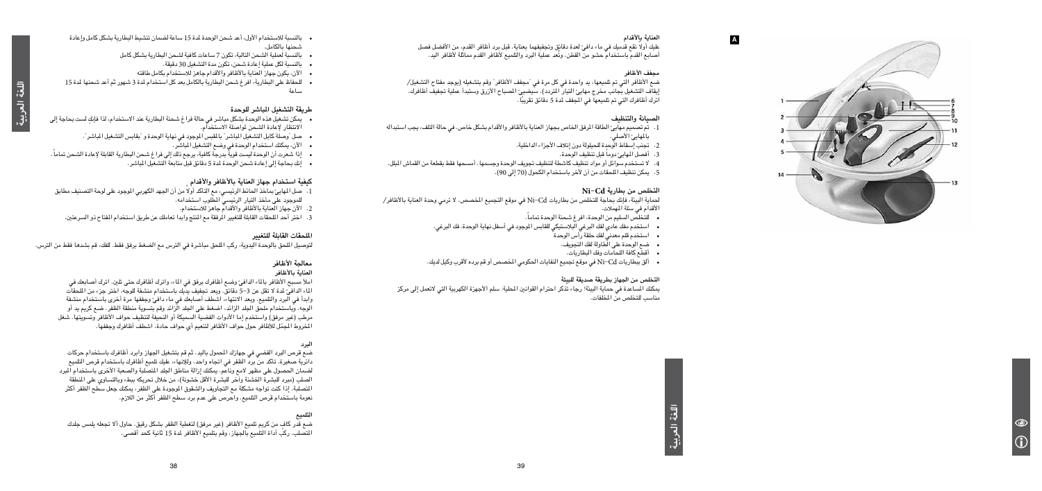## العناية بالأقدام

عليك أولاً نقع قدميك في ماء دافئ لعدة دقائق وتجفيفهما بعناية. قبل برد أظافر القدم، من الأفضل فصل أصابع القدم باستخدام حشو من القطن. وتُعد عملية البرد والتلميع لأظافر القدم مماثلة لأظافر اليد.

## مجفف الأظافر

ضع الأظافر التي تم تلميعها، يد واحدة في كل مرة في "مجفف الأظافر" وقم بتشغيله (يوجد مفتاح التشغيل/ إيقاف التشغيل بجانب مخرج مهايئ التيار المتردد). سيضيئ المصباح الأزرق وستبدأ عملية تجفيف أظافرك. اترك أظافرك التي تم تلميعها في المجفف لمدة 5 دقائق تقريباً.

## الصيانة والتنظيف

1. تم تصميم مهايئ الطاقة المرفق الخاص بجهاز العناية بالأظافر والأقدام بشكل خاص. في حالة التلف، يجب استبداله بالمهايئ الأصلي.
2. تجنب إسقاط الوحدة للحيلولة دون إتلاف الأجزاء الداخلية.
3. افصل المهايئ دوماً قبل تنظيف الوحدة.
4. لا تستخدم سوائل أو مواد تنظيف كاشطة لتنظيف تجويف الوحدة وجسمها. امسحها فقط بقطعة من القماش المبلل.
5. يمكن تنظيف الملحقات من آن لآخر باستخدام الكحول (70 إلى 90).

## التخلص من بطارية Ni-Cd

لحماية البيئة، فإنك بحاجة للتخلص من بطاريات Ni-Cd في موقع التجميع المخصص. لا ترمي وحدة العناية بالأظافر/ الأقدام في سلة المهملات.

- للتخلص السليم من الوحدة، افرغ شحنة الوحدة تماماً.
- استخدم مفك عادي لفك البرغي البلاستيكي للقابس الموجود في أسفل نهاية الوحدة، فك البرغي.
- استخدم قلم معدني لفك حلقة رأس الوحدة.
- ضع الوحدة على الطاولة لفك التجويف.
- اقطع كافة اللحامات وفك البطاريات.
- ألق بطاريات Ni-Cd في موقع تجميع النفايات الحكومي المخصص أو قم برده لأقرب وكيل لديك.

## التخلص من الجهاز بطريقة صديقة للبيئة

يمكنك المساعدة في حماية البيئة! رجاء تذكر احترام القوانين المحلية: سلم الأجهزة الكهربية التي لا تعمل إلى مركز مناسب للتخلص من المخلفات.

- بالنسبة للاستخدام الأول، أعد شحن الوحدة لمدة 15 ساعة لضمان تنشيط البطارية بشكل كامل وإعادة شحنها بالكامل.
- بالنسبة لعملية الشحن التالية، تكون 7 ساعات كافية لشحن البطارية بشكل كامل
- بالنسبة لكل عملية إعادة شحن، تكون مدة التشغيل 30 دقيقة.
- الآن، يكون جهاز العناية بالأظافر والأقدام جاهز للاستخدام بكامل طاقته
- للحفاظ على البطارية، افرغ شحن البطارية بالكامل بعد كل استخدام لمدة 3 شهور ثم أعد شحنها لمدة 15 ساعة

## طريقة التشغيل المباشر للوحدة

- يمكن تشغيل هذه الوحدة بشكل مباشر في حالة فراغ شحنة البطارية عند الاستخدام، لذا فإنك لست بحاجة إلى الانتظار لإعادة الشحن لمواصلة الاستخدام.
- صل "وصلة كابل التشغيل المباشر" بالمقبس الموجود في نهاية الوحدة و "بقابس التشغيل المباشر".
- الآن، يمكنك استخدام الوحدة في وضع التشغيل المباشر.
- إذا شعرت أن الوحدة ليست قوية بدرجة كافية، يرجع ذلك إلى فراغ شحن البطارية القابلة لإعادة الشحن تماماً.
- إنك بحاجة إلى إعادة شحن الوحدة لمدة 5 دقائق قبل متابعة التشغيل المباشر.

## كيفية استخدام جهاز العناية بالأظافر والأقدام

1. صل المهايئ بمأخذ الحائط الرئيسي، مع التأكد أولاً من أن الجهد الكهربي الموجود على لوحة التصنيف مطابق للموجود على مأخذ التيار الرئيسي المطلوب استخدامه.
2. الآن جهاز العناية بالأظافر والأقدام جاهز للاستخدام.
3. اختر أحد الملحقات القابلة للتغيير المرفقة مع المنتج وابدأ تعاملك عن طريق استخدام المفتاح ذو السرعتين.

## الملحقات القابلة للتغيير

لتوصيل الملحق بالوحدة اليدوية، ركب الملحق مباشرة في الترس مع الضغط برفق فقط. للفك، قم بشدها فقط من الترس.

## معالجة الأظافر

### العناية بالأظافر

املأ مسبح الأظافر بالماء الدافئ وضع أظافرك برفق في الماء، واترك أظافرك حتى تلين. اترك أصابعك في الماء الدافئ لمدة لا تقل عن 3-5 دقائق. وبعد تجفيف يديك باستخدام منشفة للوجه، اختر جزء من الملحقات وابدأ في البرد والتلميع. وبعد الانتهاء، اشطف أصابعك في ماء دافئ وجففها مرة أخرى باستخدام منشفة الوجه. وباستخدام ملحق الجلد الزائد، اضغط على الجلد الزائد وقم بتسوية منطقة الظفر. ضع كريم بد أو مرطب (غير مرفق) واستخدم إما الأدوات الفضية السميكة أو النحيفة لتنظيف حواف الأظافر وتسويتها. شغل المخروط المجثل للأظافر حول حواف الأظافر لتنعيم أي حواف حادة. اشطف أظافرك وجففها.

### البرد

ضع قرص البرد الفضي في جهازك المحمول باليد، ثم قم بتشغيل الجهاز وابرد أظافرك باستخدام حركات دائرية صغيرة. تأكد من برد الظفر في اتجاه واحد. ولإنهائه، عليك تلميع أظافرك باستخدام قرص التلميع لضمان الحصول على مظهر لامع وناعم. يمكنك إزالة مناطق الجلد المتصلبة والصعبة الأخرى باستخدام المبرد الصلب (مبرد للبشرة الخشنة وآخر للبشرة الأقل خشونة)، من خلال تحريكه ببطء وبالتساوي على المنطقة المتصلبة. إذا كنت تواجه مشكلة مع التجاويف والشقوق الموجودة على الظفر، يمكنك جعل سطح الظفر أكثر نعومة باستخدام قرص التلميع. واحرص على عدم برد سطح الظفر أكثر من اللازم.

### التلميع

ضع قدر كاف من كريم تلميع الأظافر (غير مرفق) لتغطية الظفر بشكل رقيق. حاول ألا تجعله يلمس جلدك المتصلب. ركّب أداة التلميع بالجهاز، وقم بتلميع الأظافر لمدة 15 ثانية كحد أقصى.